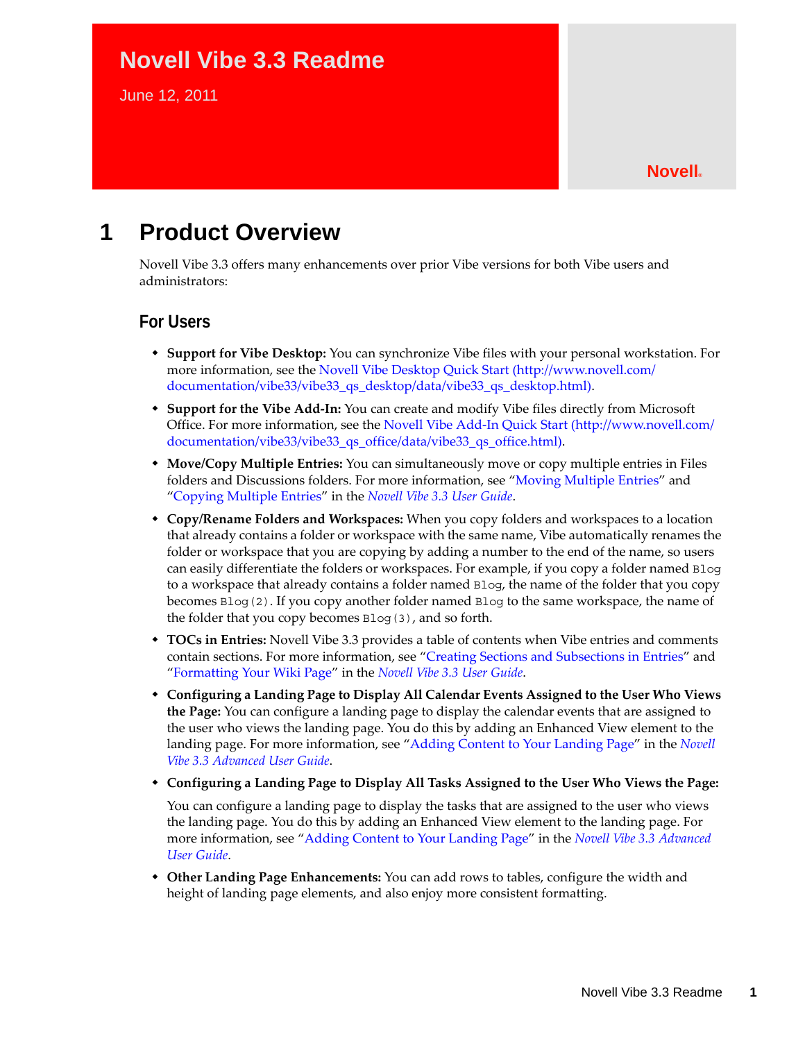# Novell Vibe 3.3 Readme

June 12, 2011

Novell®

## 1 Product Overview

Novell Vibe 3.3 offers many enhancements over prior Vibe versions for both Vibe users and administrators:

### For Users

- **Support for Vibe Desktop:** You can synchronize Vibe files with your personal workstation. For more information, see the Novell Vibe Desktop Quick Start (http://www.novell.com/documentation/vibe33/vibe33_qs_desktop/data/vibe33_qs_desktop.html).
- **Support for the Vibe Add-In:** You can create and modify Vibe files directly from Microsoft Office. For more information, see the Novell Vibe Add-In Quick Start (http://www.novell.com/documentation/vibe33/vibe33_qs_office/data/vibe33_qs_office.html).
- **Move/Copy Multiple Entries:** You can simultaneously move or copy multiple entries in Files folders and Discussions folders. For more information, see "Moving Multiple Entries" and "Copying Multiple Entries" in the *Novell Vibe 3.3 User Guide*.
- **Copy/Rename Folders and Workspaces:** When you copy folders and workspaces to a location that already contains a folder or workspace with the same name, Vibe automatically renames the folder or workspace that you are copying by adding a number to the end of the name, so users can easily differentiate the folders or workspaces. For example, if you copy a folder named `Blog` to a workspace that already contains a folder named `Blog`, the name of the folder that you copy becomes `Blog(2)`. If you copy another folder named `Blog` to the same workspace, the name of the folder that you copy becomes `Blog(3)`, and so forth.
- **TOCs in Entries:** Novell Vibe 3.3 provides a table of contents when Vibe entries and comments contain sections. For more information, see "Creating Sections and Subsections in Entries" and "Formatting Your Wiki Page" in the *Novell Vibe 3.3 User Guide*.
- **Configuring a Landing Page to Display All Calendar Events Assigned to the User Who Views the Page:** You can configure a landing page to display the calendar events that are assigned to the user who views the landing page. You do this by adding an Enhanced View element to the landing page. For more information, see "Adding Content to Your Landing Page" in the *Novell Vibe 3.3 Advanced User Guide*.
- **Configuring a Landing Page to Display All Tasks Assigned to the User Who Views the Page:**

  You can configure a landing page to display the tasks that are assigned to the user who views the landing page. You do this by adding an Enhanced View element to the landing page. For more information, see "Adding Content to Your Landing Page" in the *Novell Vibe 3.3 Advanced User Guide*.
- **Other Landing Page Enhancements:** You can add rows to tables, configure the width and height of landing page elements, and also enjoy more consistent formatting.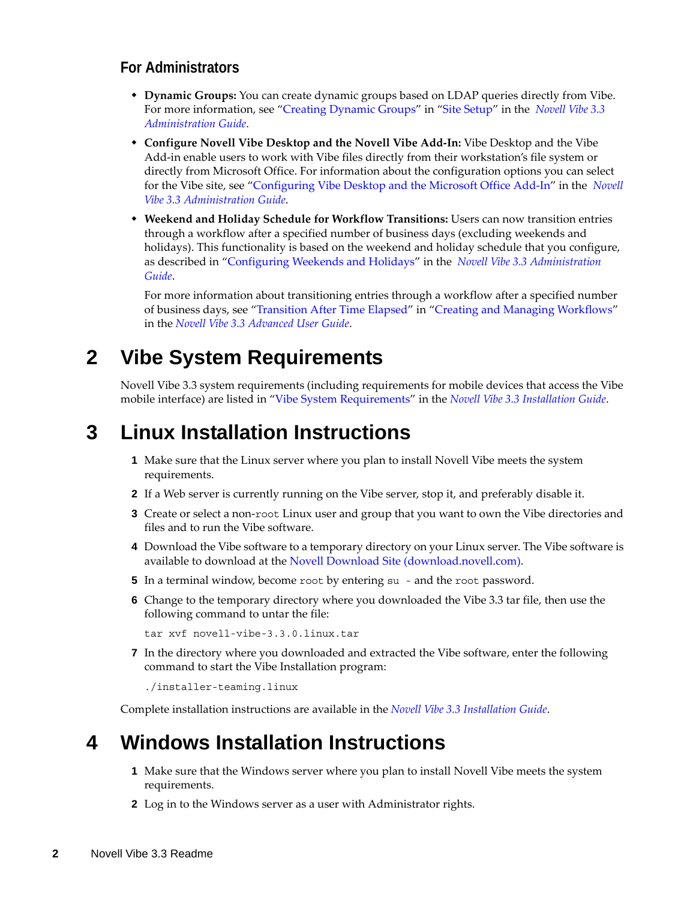### For Administrators

- **Dynamic Groups:** You can create dynamic groups based on LDAP queries directly from Vibe. For more information, see "Creating Dynamic Groups" in "Site Setup" in the *Novell Vibe 3.3 Administration Guide*.
- **Configure Novell Vibe Desktop and the Novell Vibe Add-In:** Vibe Desktop and the Vibe Add-in enable users to work with Vibe files directly from their workstation's file system or directly from Microsoft Office. For information about the configuration options you can select for the Vibe site, see "Configuring Vibe Desktop and the Microsoft Office Add-In" in the *Novell Vibe 3.3 Administration Guide*.
- **Weekend and Holiday Schedule for Workflow Transitions:** Users can now transition entries through a workflow after a specified number of business days (excluding weekends and holidays). This functionality is based on the weekend and holiday schedule that you configure, as described in "Configuring Weekends and Holidays" in the *Novell Vibe 3.3 Administration Guide*.

  For more information about transitioning entries through a workflow after a specified number of business days, see "Transition After Time Elapsed" in "Creating and Managing Workflows" in the *Novell Vibe 3.3 Advanced User Guide*.

# 2 Vibe System Requirements

Novell Vibe 3.3 system requirements (including requirements for mobile devices that access the Vibe mobile interface) are listed in "Vibe System Requirements" in the *Novell Vibe 3.3 Installation Guide*.

# 3 Linux Installation Instructions

1. Make sure that the Linux server where you plan to install Novell Vibe meets the system requirements.
2. If a Web server is currently running on the Vibe server, stop it, and preferably disable it.
3. Create or select a non-`root` Linux user and group that you want to own the Vibe directories and files and to run the Vibe software.
4. Download the Vibe software to a temporary directory on your Linux server. The Vibe software is available to download at the Novell Download Site (download.novell.com).
5. In a terminal window, become `root` by entering `su -` and the `root` password.
6. Change to the temporary directory where you downloaded the Vibe 3.3 tar file, then use the following command to untar the file:

   ```
   tar xvf novell-vibe-3.3.0.linux.tar
   ```

7. In the directory where you downloaded and extracted the Vibe software, enter the following command to start the Vibe Installation program:

   ```
   ./installer-teaming.linux
   ```

Complete installation instructions are available in the *Novell Vibe 3.3 Installation Guide*.

# 4 Windows Installation Instructions

1. Make sure that the Windows server where you plan to install Novell Vibe meets the system requirements.
2. Log in to the Windows server as a user with Administrator rights.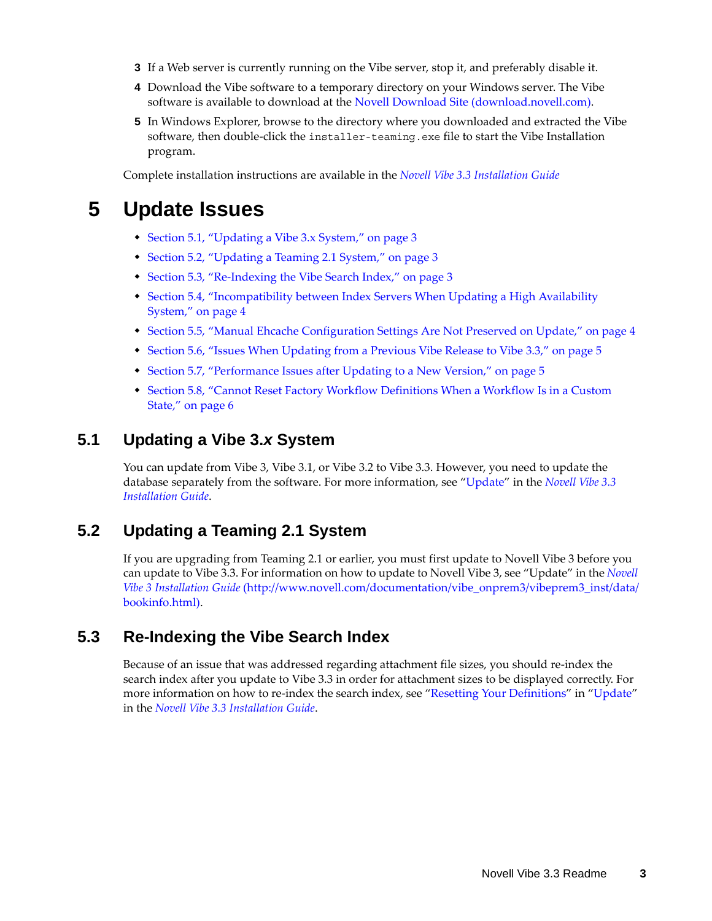3. If a Web server is currently running on the Vibe server, stop it, and preferably disable it.
4. Download the Vibe software to a temporary directory on your Windows server. The Vibe software is available to download at the Novell Download Site (download.novell.com).
5. In Windows Explorer, browse to the directory where you downloaded and extracted the Vibe software, then double-click the `installer-teaming.exe` file to start the Vibe Installation program.

Complete installation instructions are available in the *Novell Vibe 3.3 Installation Guide*

# 5 Update Issues

- Section 5.1, "Updating a Vibe 3.x System," on page 3
- Section 5.2, "Updating a Teaming 2.1 System," on page 3
- Section 5.3, "Re-Indexing the Vibe Search Index," on page 3
- Section 5.4, "Incompatibility between Index Servers When Updating a High Availability System," on page 4
- Section 5.5, "Manual Ehcache Configuration Settings Are Not Preserved on Update," on page 4
- Section 5.6, "Issues When Updating from a Previous Vibe Release to Vibe 3.3," on page 5
- Section 5.7, "Performance Issues after Updating to a New Version," on page 5
- Section 5.8, "Cannot Reset Factory Workflow Definitions When a Workflow Is in a Custom State," on page 6

## 5.1 Updating a Vibe 3.*x* System

You can update from Vibe 3, Vibe 3.1, or Vibe 3.2 to Vibe 3.3. However, you need to update the database separately from the software. For more information, see "Update" in the *Novell Vibe 3.3 Installation Guide*.

## 5.2 Updating a Teaming 2.1 System

If you are upgrading from Teaming 2.1 or earlier, you must first update to Novell Vibe 3 before you can update to Vibe 3.3. For information on how to update to Novell Vibe 3, see "Update" in the *Novell Vibe 3 Installation Guide* (http://www.novell.com/documentation/vibe_onprem3/vibeprem3_inst/data/bookinfo.html).

## 5.3 Re-Indexing the Vibe Search Index

Because of an issue that was addressed regarding attachment file sizes, you should re-index the search index after you update to Vibe 3.3 in order for attachment sizes to be displayed correctly. For more information on how to re-index the search index, see "Resetting Your Definitions" in "Update" in the *Novell Vibe 3.3 Installation Guide*.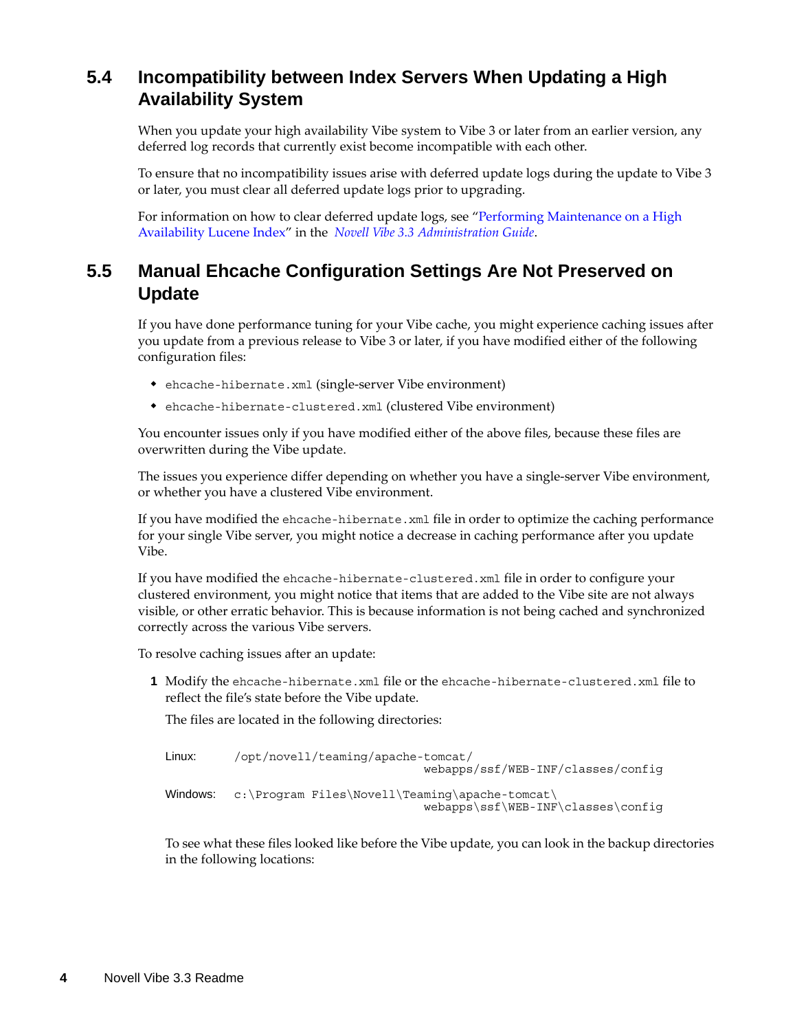## 5.4 Incompatibility between Index Servers When Updating a High Availability System

When you update your high availability Vibe system to Vibe 3 or later from an earlier version, any deferred log records that currently exist become incompatible with each other.

To ensure that no incompatibility issues arise with deferred update logs during the update to Vibe 3 or later, you must clear all deferred update logs prior to upgrading.

For information on how to clear deferred update logs, see "Performing Maintenance on a High Availability Lucene Index" in the *Novell Vibe 3.3 Administration Guide*.

## 5.5 Manual Ehcache Configuration Settings Are Not Preserved on Update

If you have done performance tuning for your Vibe cache, you might experience caching issues after you update from a previous release to Vibe 3 or later, if you have modified either of the following configuration files:

- `ehcache-hibernate.xml` (single-server Vibe environment)
- `ehcache-hibernate-clustered.xml` (clustered Vibe environment)

You encounter issues only if you have modified either of the above files, because these files are overwritten during the Vibe update.

The issues you experience differ depending on whether you have a single-server Vibe environment, or whether you have a clustered Vibe environment.

If you have modified the `ehcache-hibernate.xml` file in order to optimize the caching performance for your single Vibe server, you might notice a decrease in caching performance after you update Vibe.

If you have modified the `ehcache-hibernate-clustered.xml` file in order to configure your clustered environment, you might notice that items that are added to the Vibe site are not always visible, or other erratic behavior. This is because information is not being cached and synchronized correctly across the various Vibe servers.

To resolve caching issues after an update:

1. Modify the `ehcache-hibernate.xml` file or the `ehcache-hibernate-clustered.xml` file to reflect the file's state before the Vibe update.

   The files are located in the following directories:

   | | |
   |---|---|
   | Linux: | `/opt/novell/teaming/apache-tomcat/webapps/ssf/WEB-INF/classes/config` |
   | Windows: | `c:\Program Files\Novell\Teaming\apache-tomcat\webapps\ssf\WEB-INF\classes\config` |

   To see what these files looked like before the Vibe update, you can look in the backup directories in the following locations: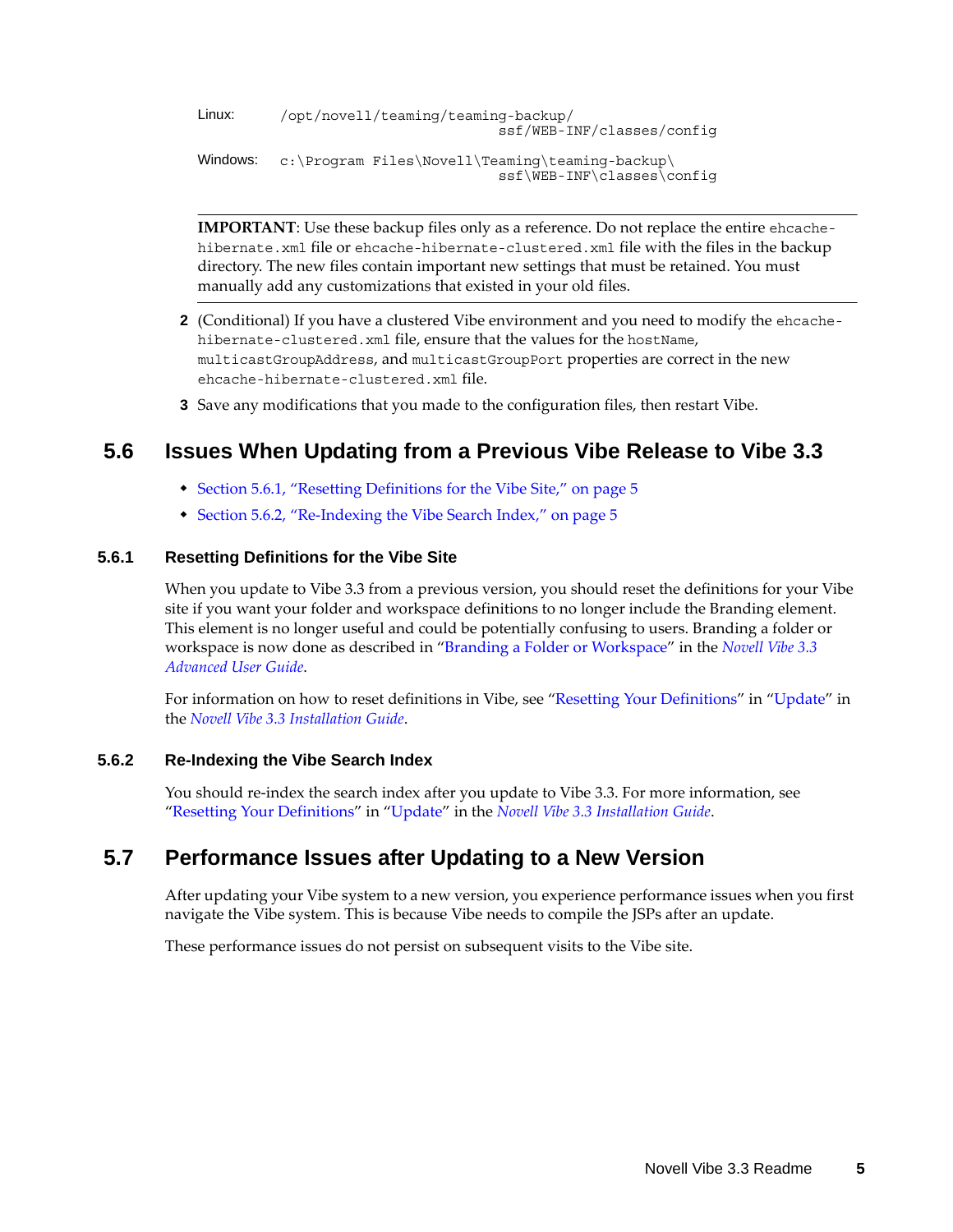Linux: `/opt/novell/teaming/teaming-backup/ssf/WEB-INF/classes/config`

Windows: `c:\Program Files\Novell\Teaming\teaming-backup\ssf\WEB-INF\classes\config`

**IMPORTANT**: Use these backup files only as a reference. Do not replace the entire `ehcache-hibernate.xml` file or `ehcache-hibernate-clustered.xml` file with the files in the backup directory. The new files contain important new settings that must be retained. You must manually add any customizations that existed in your old files.

2. (Conditional) If you have a clustered Vibe environment and you need to modify the `ehcache-hibernate-clustered.xml` file, ensure that the values for the `hostName`, `multicastGroupAddress`, and `multicastGroupPort` properties are correct in the new `ehcache-hibernate-clustered.xml` file.
3. Save any modifications that you made to the configuration files, then restart Vibe.

## 5.6 Issues When Updating from a Previous Vibe Release to Vibe 3.3

- Section 5.6.1, "Resetting Definitions for the Vibe Site," on page 5
- Section 5.6.2, "Re-Indexing the Vibe Search Index," on page 5

### 5.6.1 Resetting Definitions for the Vibe Site

When you update to Vibe 3.3 from a previous version, you should reset the definitions for your Vibe site if you want your folder and workspace definitions to no longer include the Branding element. This element is no longer useful and could be potentially confusing to users. Branding a folder or workspace is now done as described in "Branding a Folder or Workspace" in the *Novell Vibe 3.3 Advanced User Guide*.

For information on how to reset definitions in Vibe, see "Resetting Your Definitions" in "Update" in the *Novell Vibe 3.3 Installation Guide*.

### 5.6.2 Re-Indexing the Vibe Search Index

You should re-index the search index after you update to Vibe 3.3. For more information, see "Resetting Your Definitions" in "Update" in the *Novell Vibe 3.3 Installation Guide*.

## 5.7 Performance Issues after Updating to a New Version

After updating your Vibe system to a new version, you experience performance issues when you first navigate the Vibe system. This is because Vibe needs to compile the JSPs after an update.

These performance issues do not persist on subsequent visits to the Vibe site.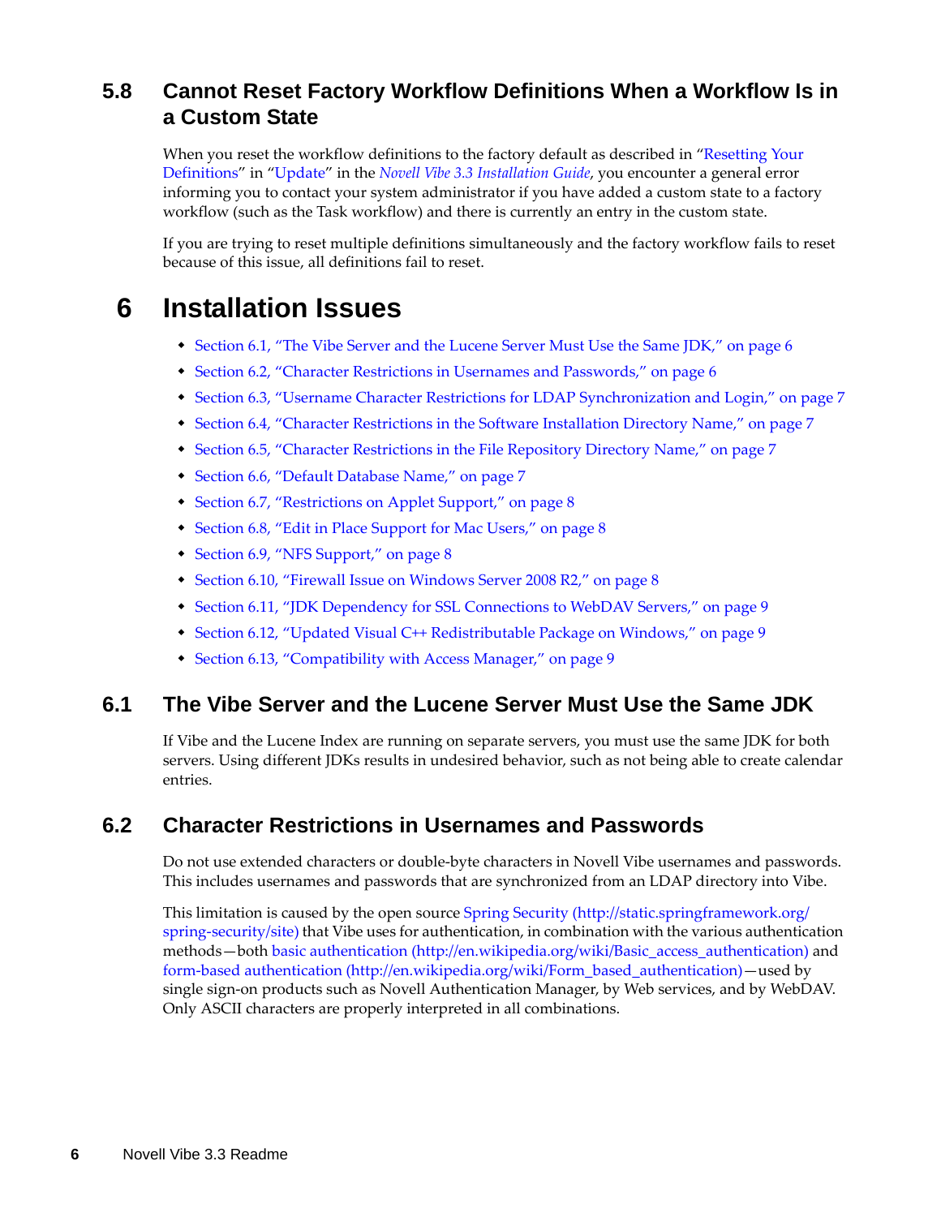## 5.8 Cannot Reset Factory Workflow Definitions When a Workflow Is in a Custom State

When you reset the workflow definitions to the factory default as described in "Resetting Your Definitions" in "Update" in the *Novell Vibe 3.3 Installation Guide*, you encounter a general error informing you to contact your system administrator if you have added a custom state to a factory workflow (such as the Task workflow) and there is currently an entry in the custom state.

If you are trying to reset multiple definitions simultaneously and the factory workflow fails to reset because of this issue, all definitions fail to reset.

# 6 Installation Issues

- Section 6.1, "The Vibe Server and the Lucene Server Must Use the Same JDK," on page 6
- Section 6.2, "Character Restrictions in Usernames and Passwords," on page 6
- Section 6.3, "Username Character Restrictions for LDAP Synchronization and Login," on page 7
- Section 6.4, "Character Restrictions in the Software Installation Directory Name," on page 7
- Section 6.5, "Character Restrictions in the File Repository Directory Name," on page 7
- Section 6.6, "Default Database Name," on page 7
- Section 6.7, "Restrictions on Applet Support," on page 8
- Section 6.8, "Edit in Place Support for Mac Users," on page 8
- Section 6.9, "NFS Support," on page 8
- Section 6.10, "Firewall Issue on Windows Server 2008 R2," on page 8
- Section 6.11, "JDK Dependency for SSL Connections to WebDAV Servers," on page 9
- Section 6.12, "Updated Visual C++ Redistributable Package on Windows," on page 9
- Section 6.13, "Compatibility with Access Manager," on page 9

## 6.1 The Vibe Server and the Lucene Server Must Use the Same JDK

If Vibe and the Lucene Index are running on separate servers, you must use the same JDK for both servers. Using different JDKs results in undesired behavior, such as not being able to create calendar entries.

## 6.2 Character Restrictions in Usernames and Passwords

Do not use extended characters or double-byte characters in Novell Vibe usernames and passwords. This includes usernames and passwords that are synchronized from an LDAP directory into Vibe.

This limitation is caused by the open source Spring Security (http://static.springframework.org/spring-security/site) that Vibe uses for authentication, in combination with the various authentication methods—both basic authentication (http://en.wikipedia.org/wiki/Basic_access_authentication) and form-based authentication (http://en.wikipedia.org/wiki/Form_based_authentication)—used by single sign-on products such as Novell Authentication Manager, by Web services, and by WebDAV. Only ASCII characters are properly interpreted in all combinations.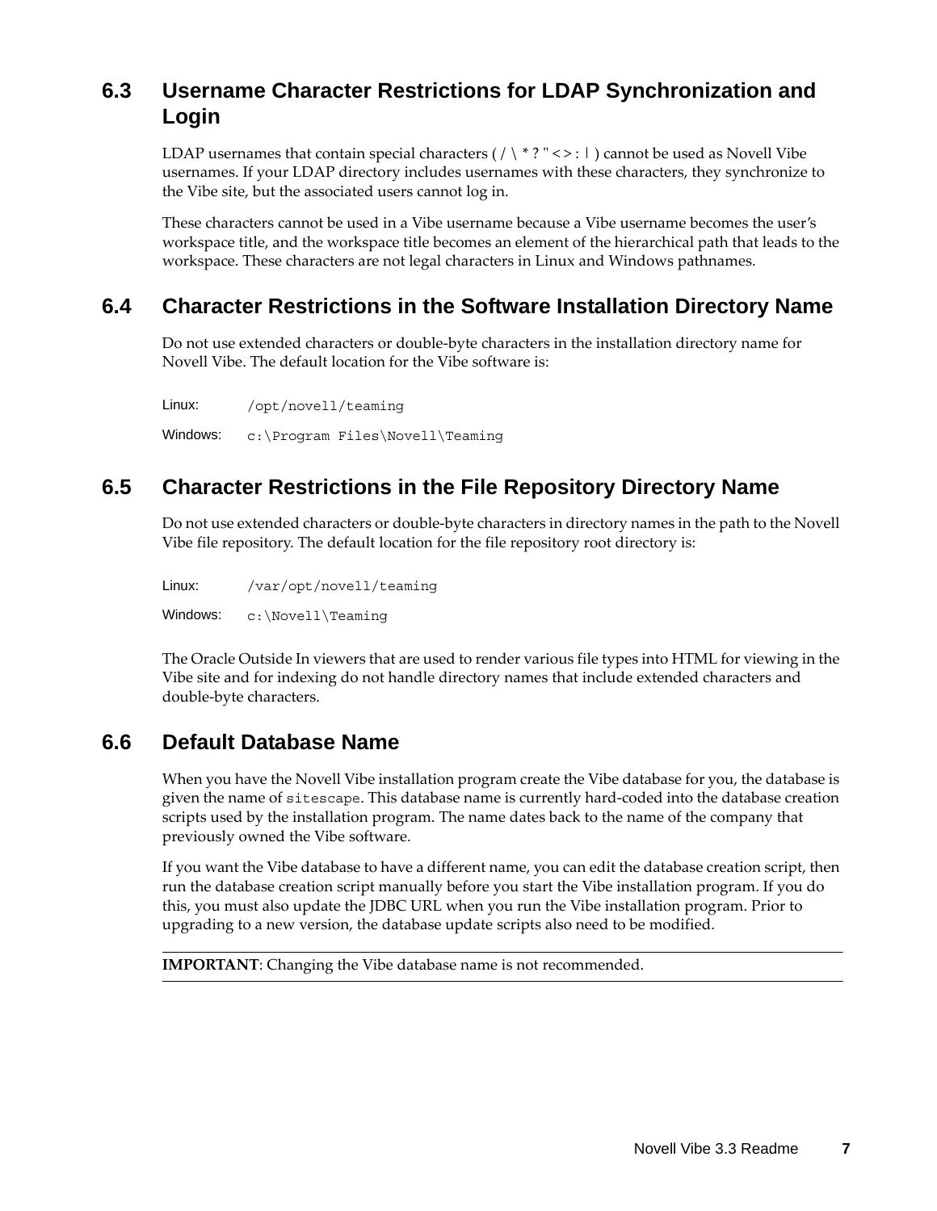## 6.3 Username Character Restrictions for LDAP Synchronization and Login

LDAP usernames that contain special characters ( / \ * ? " < > : | ) cannot be used as Novell Vibe usernames. If your LDAP directory includes usernames with these characters, they synchronize to the Vibe site, but the associated users cannot log in.

These characters cannot be used in a Vibe username because a Vibe username becomes the user's workspace title, and the workspace title becomes an element of the hierarchical path that leads to the workspace. These characters are not legal characters in Linux and Windows pathnames.

## 6.4 Character Restrictions in the Software Installation Directory Name

Do not use extended characters or double-byte characters in the installation directory name for Novell Vibe. The default location for the Vibe software is:

| | |
|---|---|
| Linux: | `/opt/novell/teaming` |
| Windows: | `c:\Program Files\Novell\Teaming` |

## 6.5 Character Restrictions in the File Repository Directory Name

Do not use extended characters or double-byte characters in directory names in the path to the Novell Vibe file repository. The default location for the file repository root directory is:

| | |
|---|---|
| Linux: | `/var/opt/novell/teaming` |
| Windows: | `c:\Novell\Teaming` |

The Oracle Outside In viewers that are used to render various file types into HTML for viewing in the Vibe site and for indexing do not handle directory names that include extended characters and double-byte characters.

## 6.6 Default Database Name

When you have the Novell Vibe installation program create the Vibe database for you, the database is given the name of `sitescape`. This database name is currently hard-coded into the database creation scripts used by the installation program. The name dates back to the name of the company that previously owned the Vibe software.

If you want the Vibe database to have a different name, you can edit the database creation script, then run the database creation script manually before you start the Vibe installation program. If you do this, you must also update the JDBC URL when you run the Vibe installation program. Prior to upgrading to a new version, the database update scripts also need to be modified.

**IMPORTANT**: Changing the Vibe database name is not recommended.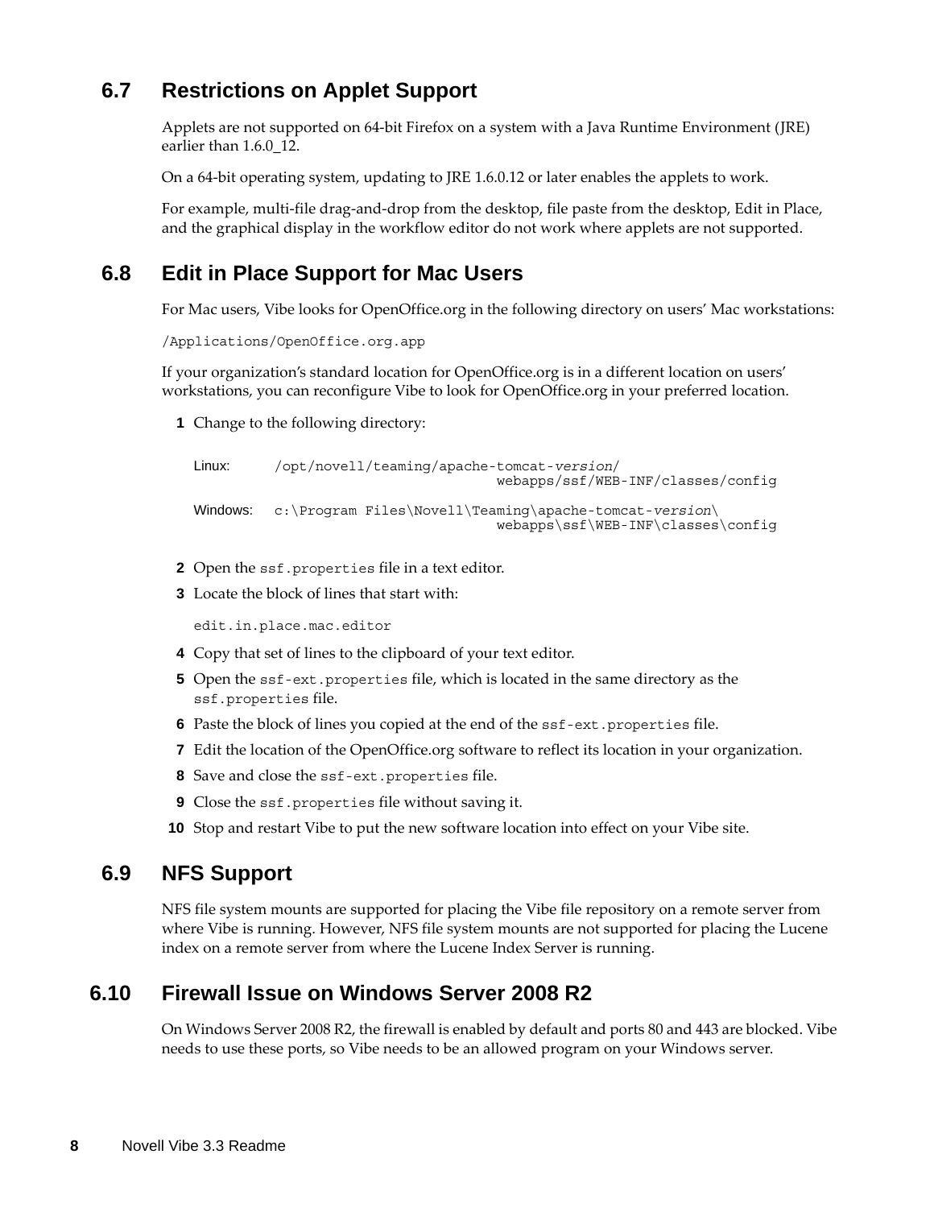## 6.7 Restrictions on Applet Support

Applets are not supported on 64-bit Firefox on a system with a Java Runtime Environment (JRE) earlier than 1.6.0_12.

On a 64-bit operating system, updating to JRE 1.6.0.12 or later enables the applets to work.

For example, multi-file drag-and-drop from the desktop, file paste from the desktop, Edit in Place, and the graphical display in the workflow editor do not work where applets are not supported.

## 6.8 Edit in Place Support for Mac Users

For Mac users, Vibe looks for OpenOffice.org in the following directory on users' Mac workstations:

```
/Applications/OpenOffice.org.app
```

If your organization's standard location for OpenOffice.org is in a different location on users' workstations, you can reconfigure Vibe to look for OpenOffice.org in your preferred location.

1 Change to the following directory:

| | |
|---|---|
| Linux: | `/opt/novell/teaming/apache-tomcat-version/webapps/ssf/WEB-INF/classes/config` |
| Windows: | `c:\Program Files\Novell\Teaming\apache-tomcat-version\webapps\ssf\WEB-INF\classes\config` |

2 Open the `ssf.properties` file in a text editor.

3 Locate the block of lines that start with:

```
edit.in.place.mac.editor
```

4 Copy that set of lines to the clipboard of your text editor.

5 Open the `ssf-ext.properties` file, which is located in the same directory as the `ssf.properties` file.

6 Paste the block of lines you copied at the end of the `ssf-ext.properties` file.

7 Edit the location of the OpenOffice.org software to reflect its location in your organization.

8 Save and close the `ssf-ext.properties` file.

9 Close the `ssf.properties` file without saving it.

10 Stop and restart Vibe to put the new software location into effect on your Vibe site.

## 6.9 NFS Support

NFS file system mounts are supported for placing the Vibe file repository on a remote server from where Vibe is running. However, NFS file system mounts are not supported for placing the Lucene index on a remote server from where the Lucene Index Server is running.

## 6.10 Firewall Issue on Windows Server 2008 R2

On Windows Server 2008 R2, the firewall is enabled by default and ports 80 and 443 are blocked. Vibe needs to use these ports, so Vibe needs to be an allowed program on your Windows server.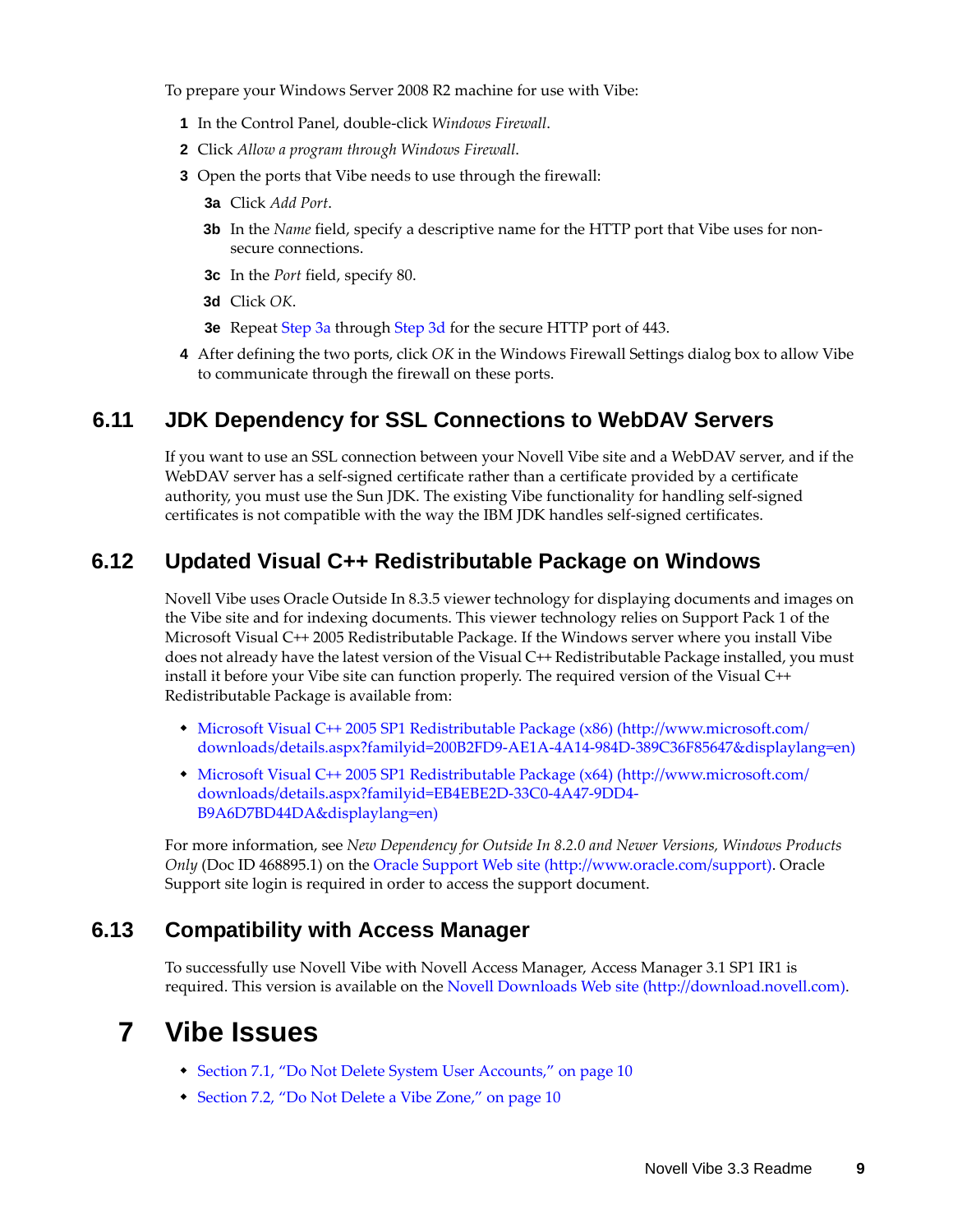To prepare your Windows Server 2008 R2 machine for use with Vibe:

1. In the Control Panel, double-click *Windows Firewall*.
2. Click *Allow a program through Windows Firewall*.
3. Open the ports that Vibe needs to use through the firewall:
   - **3a** Click *Add Port*.
   - **3b** In the *Name* field, specify a descriptive name for the HTTP port that Vibe uses for non-secure connections.
   - **3c** In the *Port* field, specify 80.
   - **3d** Click *OK*.
   - **3e** Repeat Step 3a through Step 3d for the secure HTTP port of 443.
4. After defining the two ports, click *OK* in the Windows Firewall Settings dialog box to allow Vibe to communicate through the firewall on these ports.

## 6.11 JDK Dependency for SSL Connections to WebDAV Servers

If you want to use an SSL connection between your Novell Vibe site and a WebDAV server, and if the WebDAV server has a self-signed certificate rather than a certificate provided by a certificate authority, you must use the Sun JDK. The existing Vibe functionality for handling self-signed certificates is not compatible with the way the IBM JDK handles self-signed certificates.

## 6.12 Updated Visual C++ Redistributable Package on Windows

Novell Vibe uses Oracle Outside In 8.3.5 viewer technology for displaying documents and images on the Vibe site and for indexing documents. This viewer technology relies on Support Pack 1 of the Microsoft Visual C++ 2005 Redistributable Package. If the Windows server where you install Vibe does not already have the latest version of the Visual C++ Redistributable Package installed, you must install it before your Vibe site can function properly. The required version of the Visual C++ Redistributable Package is available from:

- Microsoft Visual C++ 2005 SP1 Redistributable Package (x86) (http://www.microsoft.com/downloads/details.aspx?familyid=200B2FD9-AE1A-4A14-984D-389C36F85647&displaylang=en)
- Microsoft Visual C++ 2005 SP1 Redistributable Package (x64) (http://www.microsoft.com/downloads/details.aspx?familyid=EB4EBE2D-33C0-4A47-9DD4-B9A6D7BD44DA&displaylang=en)

For more information, see *New Dependency for Outside In 8.2.0 and Newer Versions, Windows Products Only* (Doc ID 468895.1) on the Oracle Support Web site (http://www.oracle.com/support). Oracle Support site login is required in order to access the support document.

## 6.13 Compatibility with Access Manager

To successfully use Novell Vibe with Novell Access Manager, Access Manager 3.1 SP1 IR1 is required. This version is available on the Novell Downloads Web site (http://download.novell.com).

# 7 Vibe Issues

- Section 7.1, "Do Not Delete System User Accounts," on page 10
- Section 7.2, "Do Not Delete a Vibe Zone," on page 10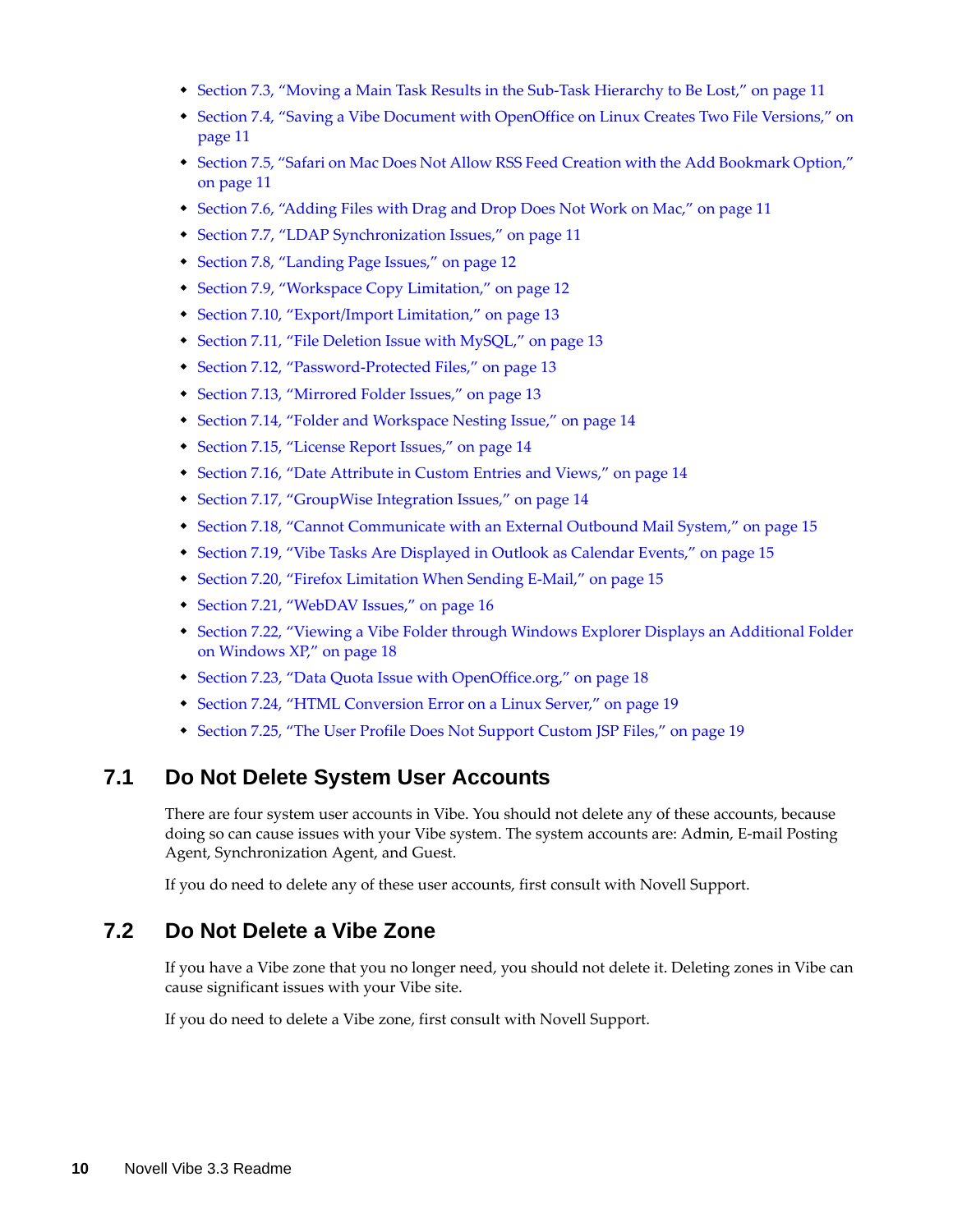- Section 7.3, "Moving a Main Task Results in the Sub-Task Hierarchy to Be Lost," on page 11
- Section 7.4, "Saving a Vibe Document with OpenOffice on Linux Creates Two File Versions," on page 11
- Section 7.5, "Safari on Mac Does Not Allow RSS Feed Creation with the Add Bookmark Option," on page 11
- Section 7.6, "Adding Files with Drag and Drop Does Not Work on Mac," on page 11
- Section 7.7, "LDAP Synchronization Issues," on page 11
- Section 7.8, "Landing Page Issues," on page 12
- Section 7.9, "Workspace Copy Limitation," on page 12
- Section 7.10, "Export/Import Limitation," on page 13
- Section 7.11, "File Deletion Issue with MySQL," on page 13
- Section 7.12, "Password-Protected Files," on page 13
- Section 7.13, "Mirrored Folder Issues," on page 13
- Section 7.14, "Folder and Workspace Nesting Issue," on page 14
- Section 7.15, "License Report Issues," on page 14
- Section 7.16, "Date Attribute in Custom Entries and Views," on page 14
- Section 7.17, "GroupWise Integration Issues," on page 14
- Section 7.18, "Cannot Communicate with an External Outbound Mail System," on page 15
- Section 7.19, "Vibe Tasks Are Displayed in Outlook as Calendar Events," on page 15
- Section 7.20, "Firefox Limitation When Sending E-Mail," on page 15
- Section 7.21, "WebDAV Issues," on page 16
- Section 7.22, "Viewing a Vibe Folder through Windows Explorer Displays an Additional Folder on Windows XP," on page 18
- Section 7.23, "Data Quota Issue with OpenOffice.org," on page 18
- Section 7.24, "HTML Conversion Error on a Linux Server," on page 19
- Section 7.25, "The User Profile Does Not Support Custom JSP Files," on page 19

## 7.1 Do Not Delete System User Accounts

There are four system user accounts in Vibe. You should not delete any of these accounts, because doing so can cause issues with your Vibe system. The system accounts are: Admin, E-mail Posting Agent, Synchronization Agent, and Guest.

If you do need to delete any of these user accounts, first consult with Novell Support.

## 7.2 Do Not Delete a Vibe Zone

If you have a Vibe zone that you no longer need, you should not delete it. Deleting zones in Vibe can cause significant issues with your Vibe site.

If you do need to delete a Vibe zone, first consult with Novell Support.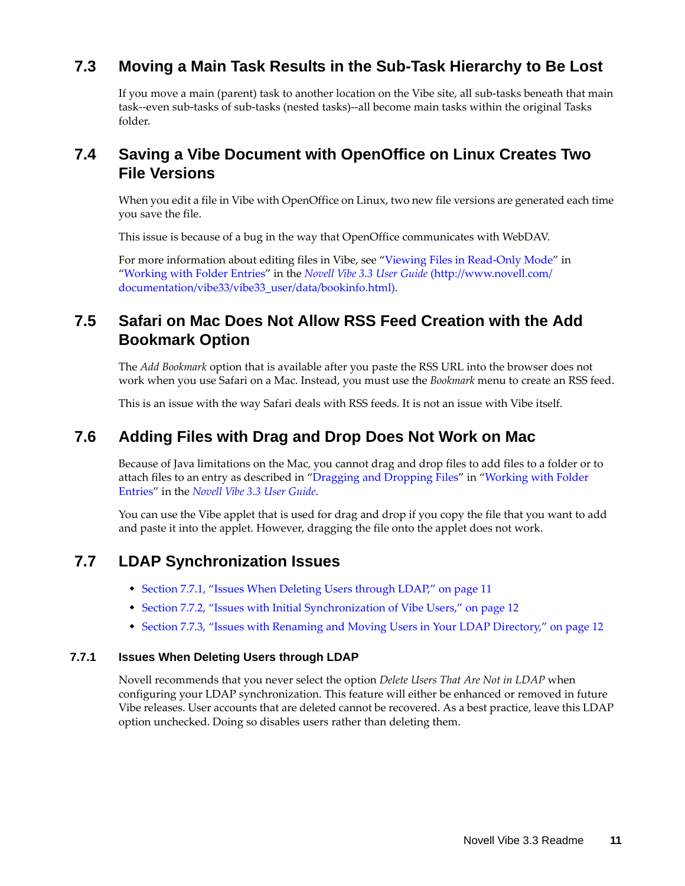## 7.3 Moving a Main Task Results in the Sub-Task Hierarchy to Be Lost

If you move a main (parent) task to another location on the Vibe site, all sub-tasks beneath that main task--even sub-tasks of sub-tasks (nested tasks)--all become main tasks within the original Tasks folder.

## 7.4 Saving a Vibe Document with OpenOffice on Linux Creates Two File Versions

When you edit a file in Vibe with OpenOffice on Linux, two new file versions are generated each time you save the file.

This issue is because of a bug in the way that OpenOffice communicates with WebDAV.

For more information about editing files in Vibe, see "Viewing Files in Read-Only Mode" in "Working with Folder Entries" in the *Novell Vibe 3.3 User Guide* (http://www.novell.com/documentation/vibe33/vibe33_user/data/bookinfo.html).

## 7.5 Safari on Mac Does Not Allow RSS Feed Creation with the Add Bookmark Option

The *Add Bookmark* option that is available after you paste the RSS URL into the browser does not work when you use Safari on a Mac. Instead, you must use the *Bookmark* menu to create an RSS feed.

This is an issue with the way Safari deals with RSS feeds. It is not an issue with Vibe itself.

## 7.6 Adding Files with Drag and Drop Does Not Work on Mac

Because of Java limitations on the Mac, you cannot drag and drop files to add files to a folder or to attach files to an entry as described in "Dragging and Dropping Files" in "Working with Folder Entries" in the *Novell Vibe 3.3 User Guide*.

You can use the Vibe applet that is used for drag and drop if you copy the file that you want to add and paste it into the applet. However, dragging the file onto the applet does not work.

## 7.7 LDAP Synchronization Issues

- Section 7.7.1, "Issues When Deleting Users through LDAP," on page 11
- Section 7.7.2, "Issues with Initial Synchronization of Vibe Users," on page 12
- Section 7.7.3, "Issues with Renaming and Moving Users in Your LDAP Directory," on page 12

### 7.7.1 Issues When Deleting Users through LDAP

Novell recommends that you never select the option *Delete Users That Are Not in LDAP* when configuring your LDAP synchronization. This feature will either be enhanced or removed in future Vibe releases. User accounts that are deleted cannot be recovered. As a best practice, leave this LDAP option unchecked. Doing so disables users rather than deleting them.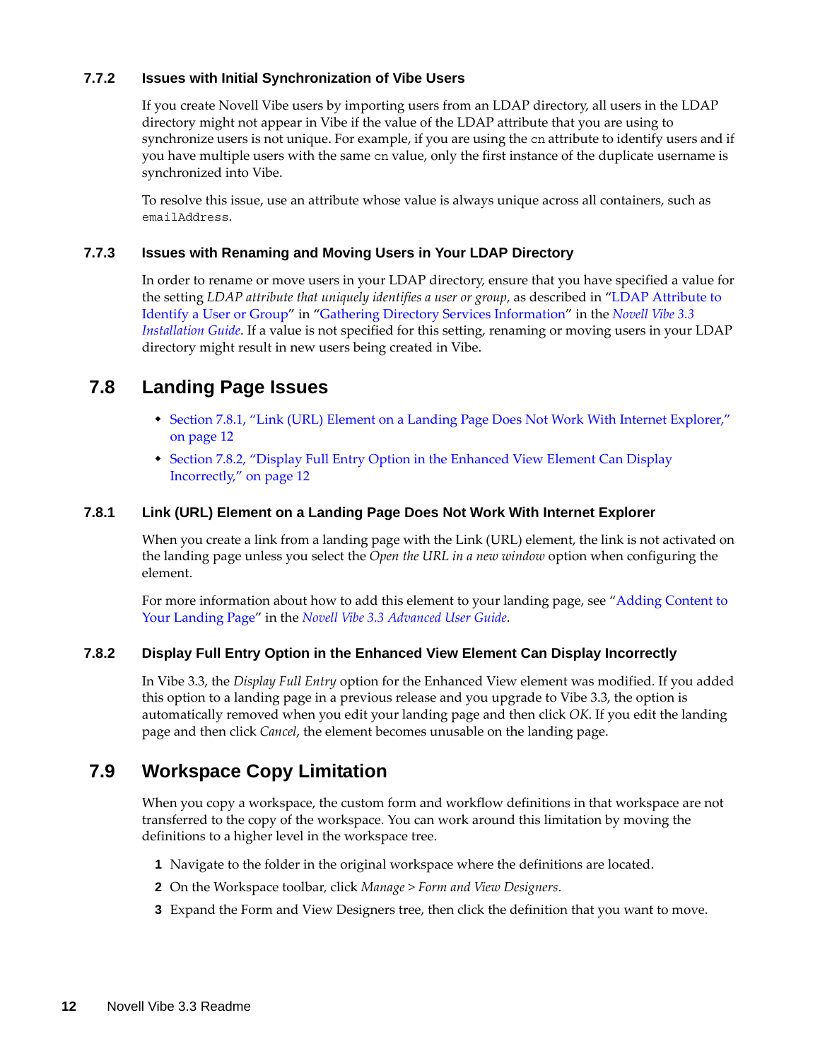### 7.7.2 Issues with Initial Synchronization of Vibe Users

If you create Novell Vibe users by importing users from an LDAP directory, all users in the LDAP directory might not appear in Vibe if the value of the LDAP attribute that you are using to synchronize users is not unique. For example, if you are using the `cn` attribute to identify users and if you have multiple users with the same `cn` value, only the first instance of the duplicate username is synchronized into Vibe.

To resolve this issue, use an attribute whose value is always unique across all containers, such as `emailAddress`.

### 7.7.3 Issues with Renaming and Moving Users in Your LDAP Directory

In order to rename or move users in your LDAP directory, ensure that you have specified a value for the setting *LDAP attribute that uniquely identifies a user or group*, as described in "LDAP Attribute to Identify a User or Group" in "Gathering Directory Services Information" in the *Novell Vibe 3.3 Installation Guide*. If a value is not specified for this setting, renaming or moving users in your LDAP directory might result in new users being created in Vibe.

## 7.8 Landing Page Issues

- Section 7.8.1, "Link (URL) Element on a Landing Page Does Not Work With Internet Explorer," on page 12
- Section 7.8.2, "Display Full Entry Option in the Enhanced View Element Can Display Incorrectly," on page 12

### 7.8.1 Link (URL) Element on a Landing Page Does Not Work With Internet Explorer

When you create a link from a landing page with the Link (URL) element, the link is not activated on the landing page unless you select the *Open the URL in a new window* option when configuring the element.

For more information about how to add this element to your landing page, see "Adding Content to Your Landing Page" in the *Novell Vibe 3.3 Advanced User Guide*.

### 7.8.2 Display Full Entry Option in the Enhanced View Element Can Display Incorrectly

In Vibe 3.3, the *Display Full Entry* option for the Enhanced View element was modified. If you added this option to a landing page in a previous release and you upgrade to Vibe 3.3, the option is automatically removed when you edit your landing page and then click *OK*. If you edit the landing page and then click *Cancel*, the element becomes unusable on the landing page.

## 7.9 Workspace Copy Limitation

When you copy a workspace, the custom form and workflow definitions in that workspace are not transferred to the copy of the workspace. You can work around this limitation by moving the definitions to a higher level in the workspace tree.

1. Navigate to the folder in the original workspace where the definitions are located.
2. On the Workspace toolbar, click *Manage > Form and View Designers*.
3. Expand the Form and View Designers tree, then click the definition that you want to move.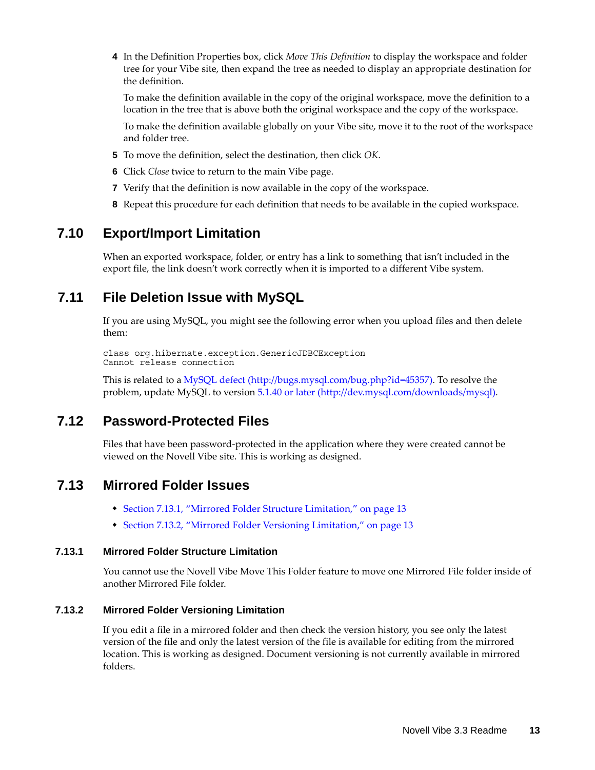4. In the Definition Properties box, click *Move This Definition* to display the workspace and folder tree for your Vibe site, then expand the tree as needed to display an appropriate destination for the definition.

   To make the definition available in the copy of the original workspace, move the definition to a location in the tree that is above both the original workspace and the copy of the workspace.

   To make the definition available globally on your Vibe site, move it to the root of the workspace and folder tree.

5. To move the definition, select the destination, then click *OK*.
6. Click *Close* twice to return to the main Vibe page.
7. Verify that the definition is now available in the copy of the workspace.
8. Repeat this procedure for each definition that needs to be available in the copied workspace.

## 7.10 Export/Import Limitation

When an exported workspace, folder, or entry has a link to something that isn't included in the export file, the link doesn't work correctly when it is imported to a different Vibe system.

## 7.11 File Deletion Issue with MySQL

If you are using MySQL, you might see the following error when you upload files and then delete them:

```
class org.hibernate.exception.GenericJDBCException
Cannot release connection
```

This is related to a MySQL defect (http://bugs.mysql.com/bug.php?id=45357). To resolve the problem, update MySQL to version 5.1.40 or later (http://dev.mysql.com/downloads/mysql).

## 7.12 Password-Protected Files

Files that have been password-protected in the application where they were created cannot be viewed on the Novell Vibe site. This is working as designed.

## 7.13 Mirrored Folder Issues

- Section 7.13.1, "Mirrored Folder Structure Limitation," on page 13
- Section 7.13.2, "Mirrored Folder Versioning Limitation," on page 13

### 7.13.1 Mirrored Folder Structure Limitation

You cannot use the Novell Vibe Move This Folder feature to move one Mirrored File folder inside of another Mirrored File folder.

### 7.13.2 Mirrored Folder Versioning Limitation

If you edit a file in a mirrored folder and then check the version history, you see only the latest version of the file and only the latest version of the file is available for editing from the mirrored location. This is working as designed. Document versioning is not currently available in mirrored folders.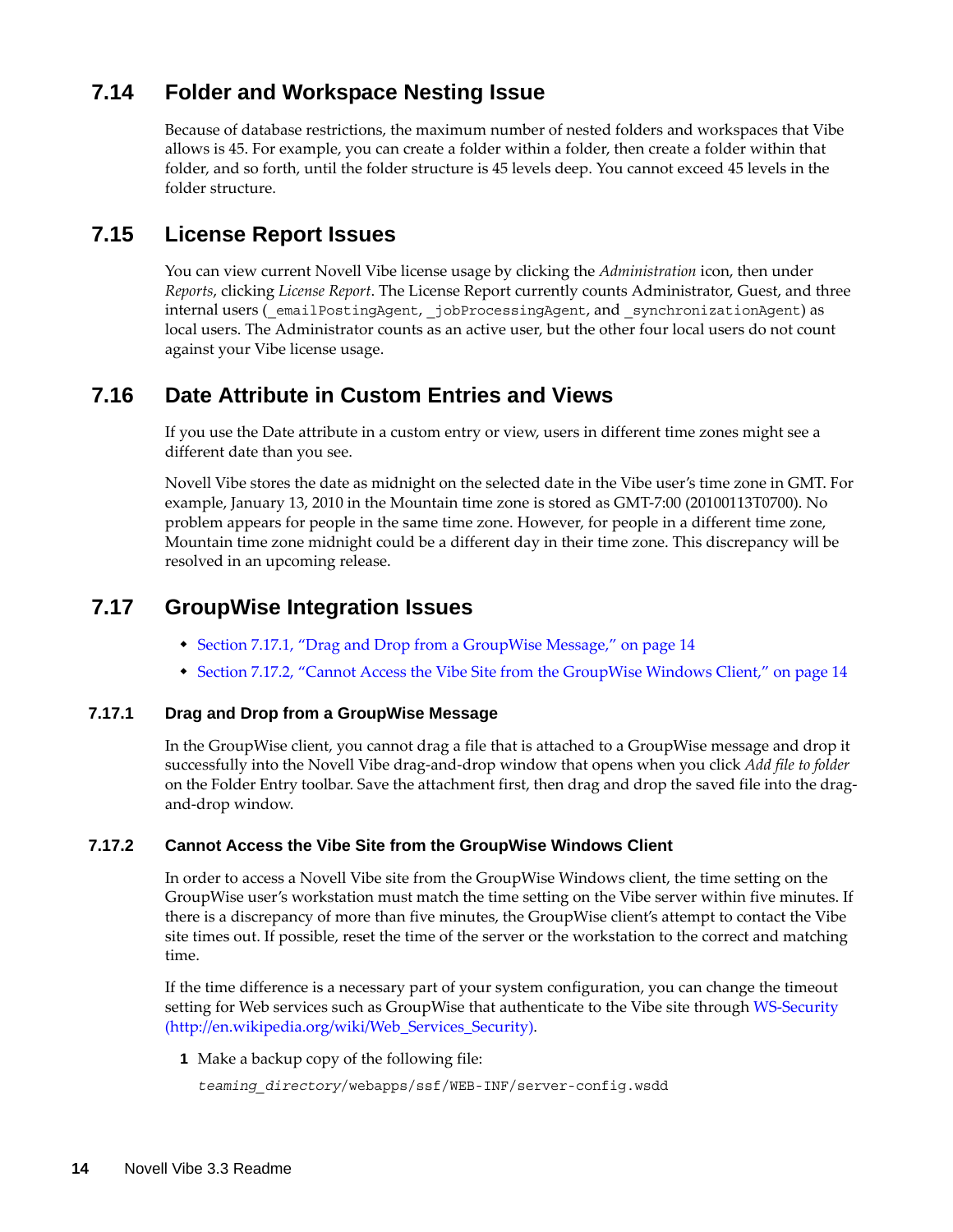## 7.14 Folder and Workspace Nesting Issue

Because of database restrictions, the maximum number of nested folders and workspaces that Vibe allows is 45. For example, you can create a folder within a folder, then create a folder within that folder, and so forth, until the folder structure is 45 levels deep. You cannot exceed 45 levels in the folder structure.

## 7.15 License Report Issues

You can view current Novell Vibe license usage by clicking the *Administration* icon, then under *Reports*, clicking *License Report*. The License Report currently counts Administrator, Guest, and three internal users (`_emailPostingAgent`, `_jobProcessingAgent`, and `_synchronizationAgent`) as local users. The Administrator counts as an active user, but the other four local users do not count against your Vibe license usage.

## 7.16 Date Attribute in Custom Entries and Views

If you use the Date attribute in a custom entry or view, users in different time zones might see a different date than you see.

Novell Vibe stores the date as midnight on the selected date in the Vibe user's time zone in GMT. For example, January 13, 2010 in the Mountain time zone is stored as GMT-7:00 (20100113T0700). No problem appears for people in the same time zone. However, for people in a different time zone, Mountain time zone midnight could be a different day in their time zone. This discrepancy will be resolved in an upcoming release.

## 7.17 GroupWise Integration Issues

- Section 7.17.1, "Drag and Drop from a GroupWise Message," on page 14
- Section 7.17.2, "Cannot Access the Vibe Site from the GroupWise Windows Client," on page 14

### 7.17.1 Drag and Drop from a GroupWise Message

In the GroupWise client, you cannot drag a file that is attached to a GroupWise message and drop it successfully into the Novell Vibe drag-and-drop window that opens when you click *Add file to folder* on the Folder Entry toolbar. Save the attachment first, then drag and drop the saved file into the drag-and-drop window.

### 7.17.2 Cannot Access the Vibe Site from the GroupWise Windows Client

In order to access a Novell Vibe site from the GroupWise Windows client, the time setting on the GroupWise user's workstation must match the time setting on the Vibe server within five minutes. If there is a discrepancy of more than five minutes, the GroupWise client's attempt to contact the Vibe site times out. If possible, reset the time of the server or the workstation to the correct and matching time.

If the time difference is a necessary part of your system configuration, you can change the timeout setting for Web services such as GroupWise that authenticate to the Vibe site through WS-Security (http://en.wikipedia.org/wiki/Web_Services_Security).

1. Make a backup copy of the following file:

   *teaming_directory*`/webapps/ssf/WEB-INF/server-config.wsdd`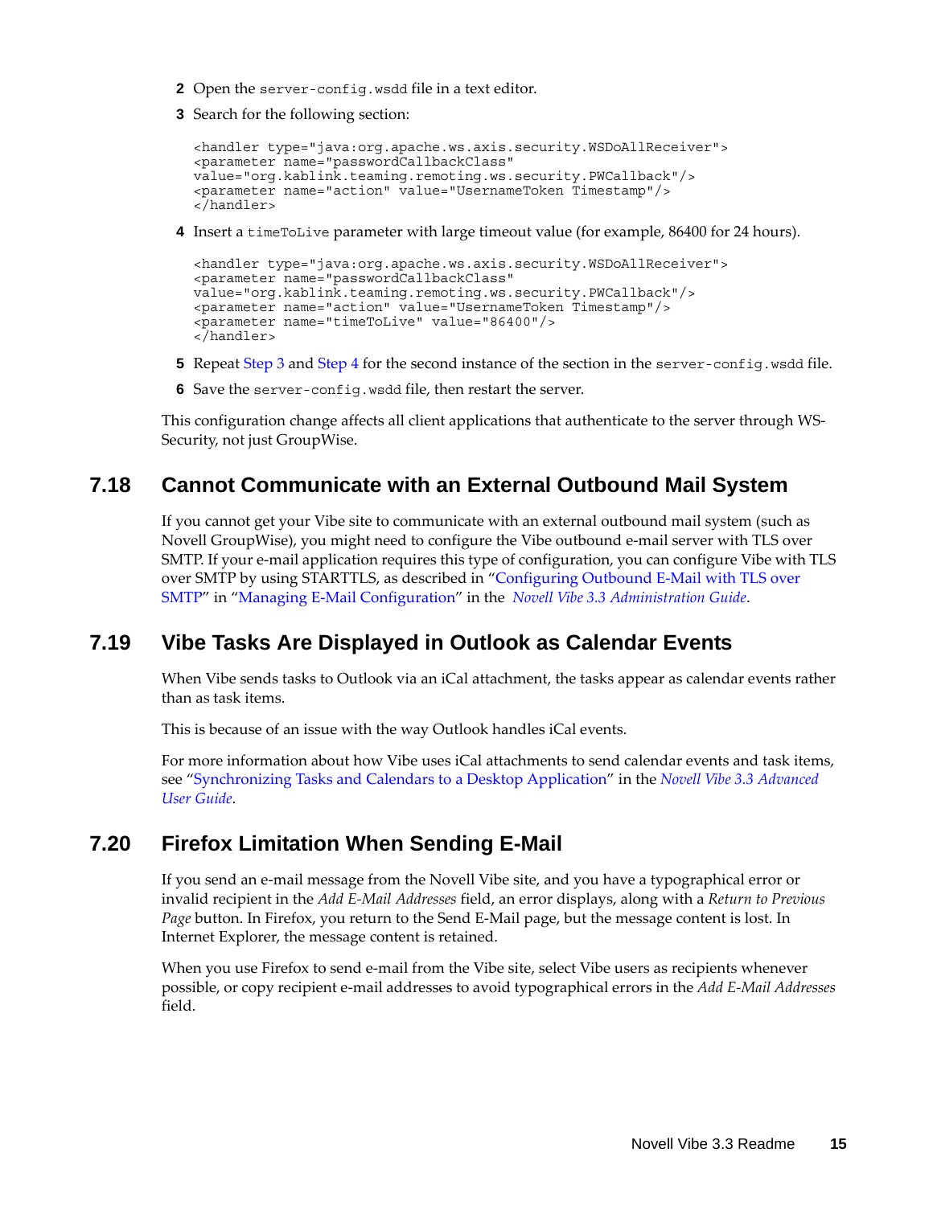2. Open the `server-config.wsdd` file in a text editor.
3. Search for the following section:

```
<handler type="java:org.apache.ws.axis.security.WSDoAllReceiver">
<parameter name="passwordCallbackClass"
value="org.kablink.teaming.remoting.ws.security.PWCallback"/>
<parameter name="action" value="UsernameToken Timestamp"/>
</handler>
```

4. Insert a `timeToLive` parameter with large timeout value (for example, 86400 for 24 hours).

```
<handler type="java:org.apache.ws.axis.security.WSDoAllReceiver">
<parameter name="passwordCallbackClass"
value="org.kablink.teaming.remoting.ws.security.PWCallback"/>
<parameter name="action" value="UsernameToken Timestamp"/>
<parameter name="timeToLive" value="86400"/>
</handler>
```

5. Repeat Step 3 and Step 4 for the second instance of the section in the `server-config.wsdd` file.
6. Save the `server-config.wsdd` file, then restart the server.

This configuration change affects all client applications that authenticate to the server through WS-Security, not just GroupWise.

## 7.18 Cannot Communicate with an External Outbound Mail System

If you cannot get your Vibe site to communicate with an external outbound mail system (such as Novell GroupWise), you might need to configure the Vibe outbound e-mail server with TLS over SMTP. If your e-mail application requires this type of configuration, you can configure Vibe with TLS over SMTP by using STARTTLS, as described in "Configuring Outbound E-Mail with TLS over SMTP" in "Managing E-Mail Configuration" in the *Novell Vibe 3.3 Administration Guide*.

## 7.19 Vibe Tasks Are Displayed in Outlook as Calendar Events

When Vibe sends tasks to Outlook via an iCal attachment, the tasks appear as calendar events rather than as task items.

This is because of an issue with the way Outlook handles iCal events.

For more information about how Vibe uses iCal attachments to send calendar events and task items, see "Synchronizing Tasks and Calendars to a Desktop Application" in the *Novell Vibe 3.3 Advanced User Guide*.

## 7.20 Firefox Limitation When Sending E-Mail

If you send an e-mail message from the Novell Vibe site, and you have a typographical error or invalid recipient in the *Add E-Mail Addresses* field, an error displays, along with a *Return to Previous Page* button. In Firefox, you return to the Send E-Mail page, but the message content is lost. In Internet Explorer, the message content is retained.

When you use Firefox to send e-mail from the Vibe site, select Vibe users as recipients whenever possible, or copy recipient e-mail addresses to avoid typographical errors in the *Add E-Mail Addresses* field.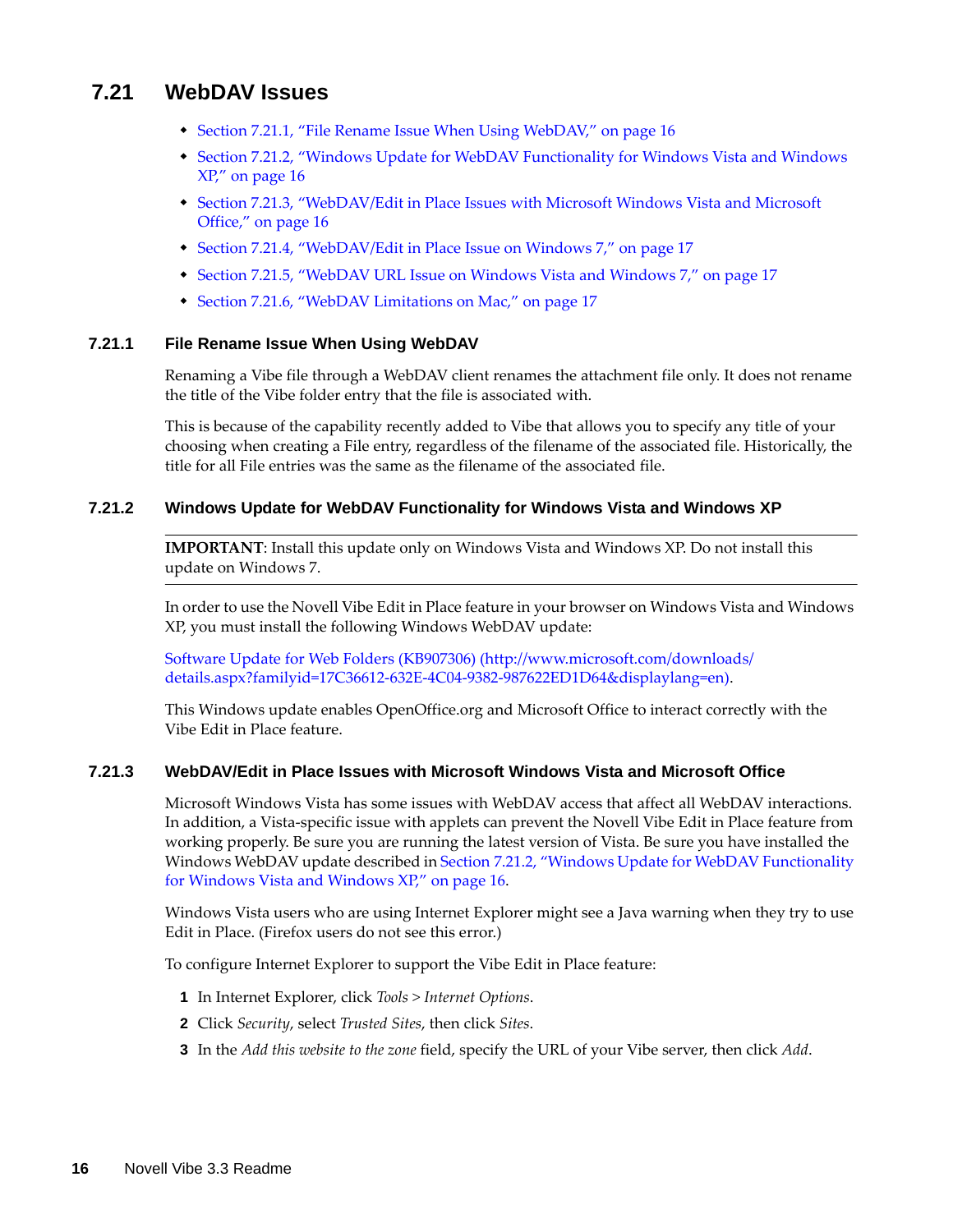## 7.21 WebDAV Issues

- Section 7.21.1, "File Rename Issue When Using WebDAV," on page 16
- Section 7.21.2, "Windows Update for WebDAV Functionality for Windows Vista and Windows XP," on page 16
- Section 7.21.3, "WebDAV/Edit in Place Issues with Microsoft Windows Vista and Microsoft Office," on page 16
- Section 7.21.4, "WebDAV/Edit in Place Issue on Windows 7," on page 17
- Section 7.21.5, "WebDAV URL Issue on Windows Vista and Windows 7," on page 17
- Section 7.21.6, "WebDAV Limitations on Mac," on page 17

### 7.21.1 File Rename Issue When Using WebDAV

Renaming a Vibe file through a WebDAV client renames the attachment file only. It does not rename the title of the Vibe folder entry that the file is associated with.

This is because of the capability recently added to Vibe that allows you to specify any title of your choosing when creating a File entry, regardless of the filename of the associated file. Historically, the title for all File entries was the same as the filename of the associated file.

### 7.21.2 Windows Update for WebDAV Functionality for Windows Vista and Windows XP

---

**IMPORTANT**: Install this update only on Windows Vista and Windows XP. Do not install this update on Windows 7.

---

In order to use the Novell Vibe Edit in Place feature in your browser on Windows Vista and Windows XP, you must install the following Windows WebDAV update:

Software Update for Web Folders (KB907306) (http://www.microsoft.com/downloads/details.aspx?familyid=17C36612-632E-4C04-9382-987622ED1D64&displaylang=en).

This Windows update enables OpenOffice.org and Microsoft Office to interact correctly with the Vibe Edit in Place feature.

### 7.21.3 WebDAV/Edit in Place Issues with Microsoft Windows Vista and Microsoft Office

Microsoft Windows Vista has some issues with WebDAV access that affect all WebDAV interactions. In addition, a Vista-specific issue with applets can prevent the Novell Vibe Edit in Place feature from working properly. Be sure you are running the latest version of Vista. Be sure you have installed the Windows WebDAV update described in Section 7.21.2, "Windows Update for WebDAV Functionality for Windows Vista and Windows XP," on page 16.

Windows Vista users who are using Internet Explorer might see a Java warning when they try to use Edit in Place. (Firefox users do not see this error.)

To configure Internet Explorer to support the Vibe Edit in Place feature:

1. In Internet Explorer, click *Tools > Internet Options*.
2. Click *Security*, select *Trusted Sites*, then click *Sites*.
3. In the *Add this website to the zone* field, specify the URL of your Vibe server, then click *Add*.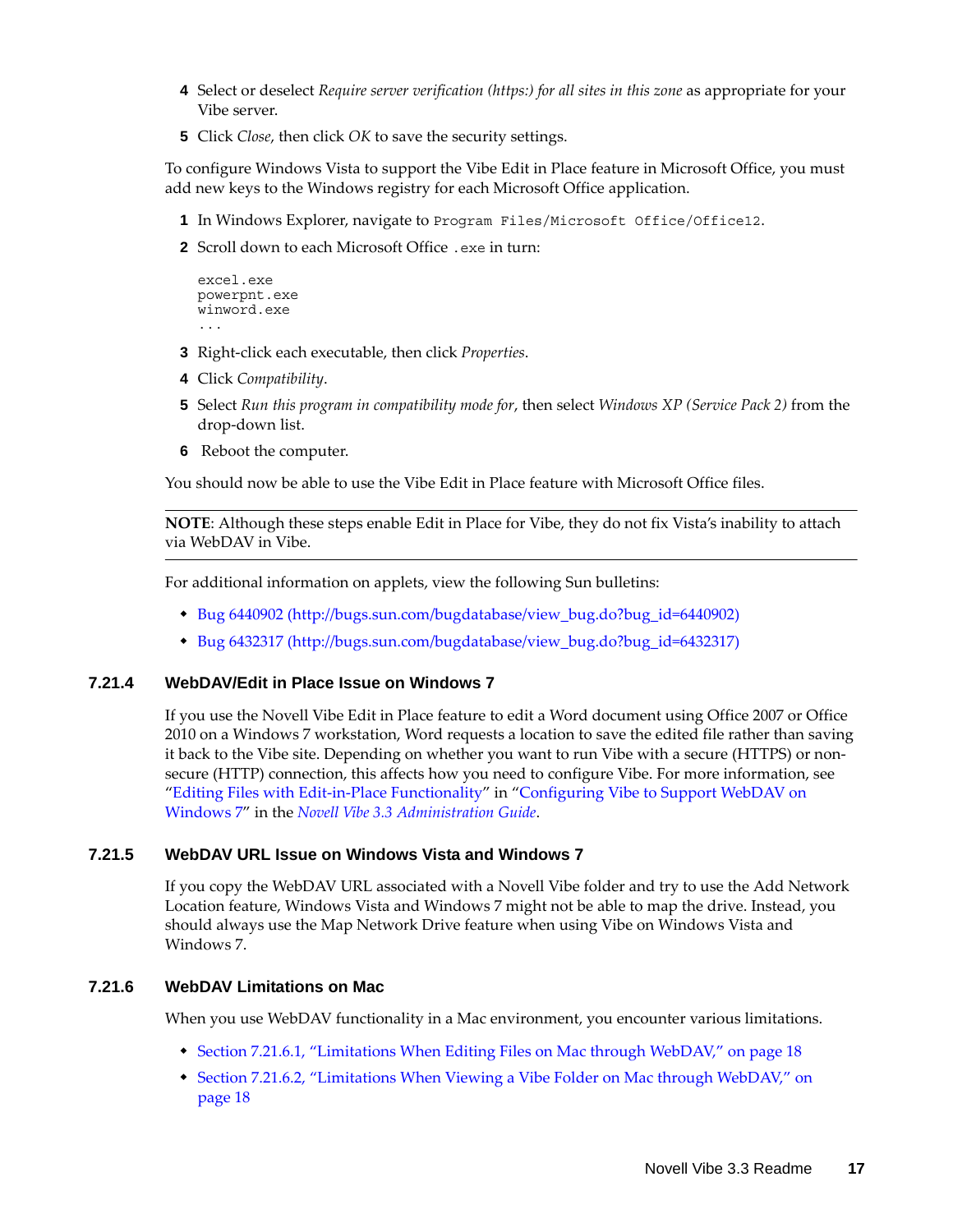4. Select or deselect *Require server verification (https:) for all sites in this zone* as appropriate for your Vibe server.
5. Click *Close*, then click *OK* to save the security settings.

To configure Windows Vista to support the Vibe Edit in Place feature in Microsoft Office, you must add new keys to the Windows registry for each Microsoft Office application.

1. In Windows Explorer, navigate to `Program Files/Microsoft Office/Office12`.
2. Scroll down to each Microsoft Office `.exe` in turn:

   ```
   excel.exe
   powerpnt.exe
   winword.exe
   ...
   ```

3. Right-click each executable, then click *Properties*.
4. Click *Compatibility*.
5. Select *Run this program in compatibility mode for*, then select *Windows XP (Service Pack 2)* from the drop-down list.
6. Reboot the computer.

You should now be able to use the Vibe Edit in Place feature with Microsoft Office files.

---

**NOTE**: Although these steps enable Edit in Place for Vibe, they do not fix Vista's inability to attach via WebDAV in Vibe.

---

For additional information on applets, view the following Sun bulletins:

- Bug 6440902 (http://bugs.sun.com/bugdatabase/view_bug.do?bug_id=6440902)
- Bug 6432317 (http://bugs.sun.com/bugdatabase/view_bug.do?bug_id=6432317)

### 7.21.4 WebDAV/Edit in Place Issue on Windows 7

If you use the Novell Vibe Edit in Place feature to edit a Word document using Office 2007 or Office 2010 on a Windows 7 workstation, Word requests a location to save the edited file rather than saving it back to the Vibe site. Depending on whether you want to run Vibe with a secure (HTTPS) or non-secure (HTTP) connection, this affects how you need to configure Vibe. For more information, see "Editing Files with Edit-in-Place Functionality" in "Configuring Vibe to Support WebDAV on Windows 7" in the *Novell Vibe 3.3 Administration Guide*.

### 7.21.5 WebDAV URL Issue on Windows Vista and Windows 7

If you copy the WebDAV URL associated with a Novell Vibe folder and try to use the Add Network Location feature, Windows Vista and Windows 7 might not be able to map the drive. Instead, you should always use the Map Network Drive feature when using Vibe on Windows Vista and Windows 7.

### 7.21.6 WebDAV Limitations on Mac

When you use WebDAV functionality in a Mac environment, you encounter various limitations.

- Section 7.21.6.1, "Limitations When Editing Files on Mac through WebDAV," on page 18
- Section 7.21.6.2, "Limitations When Viewing a Vibe Folder on Mac through WebDAV," on page 18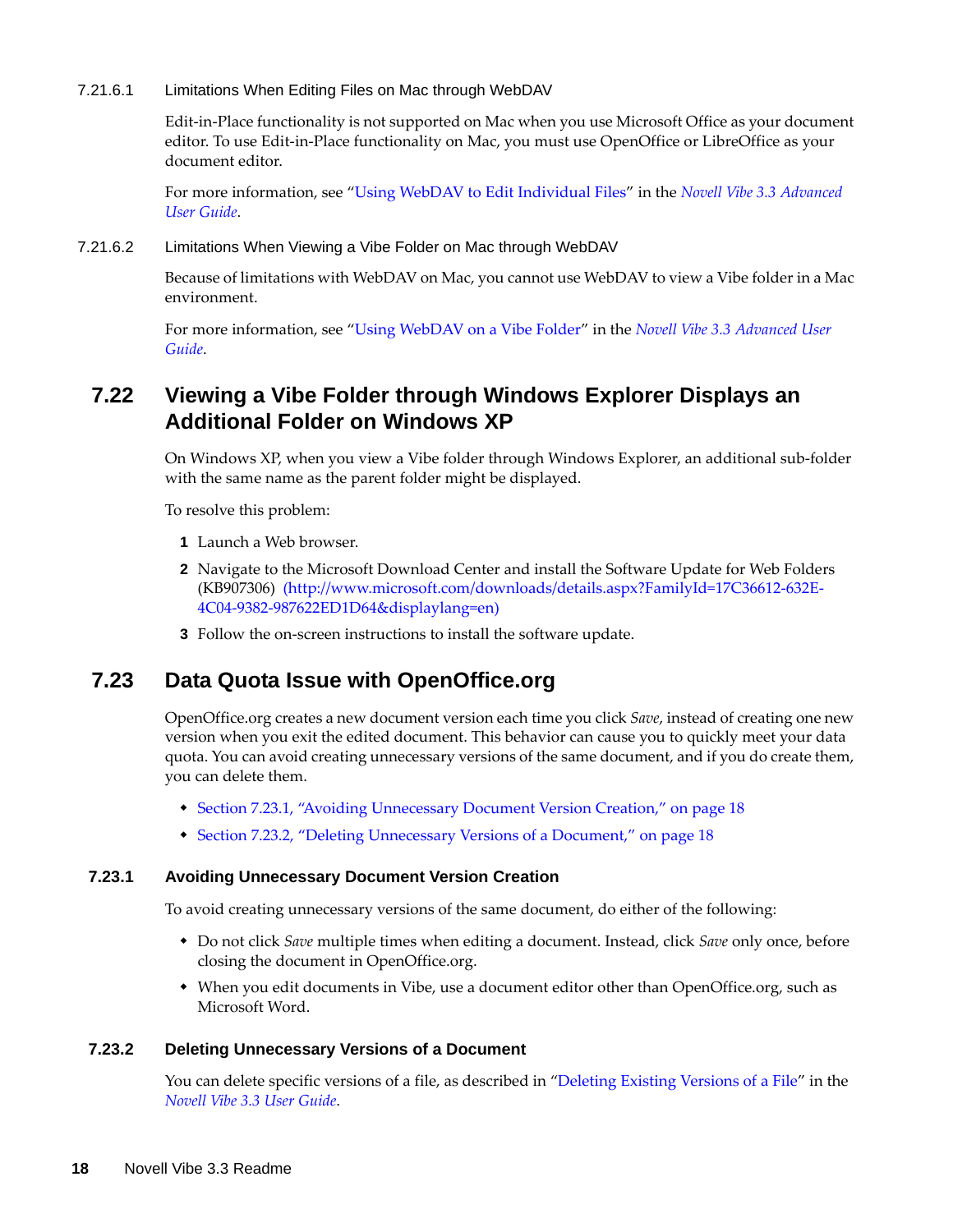#### 7.21.6.1 Limitations When Editing Files on Mac through WebDAV

Edit-in-Place functionality is not supported on Mac when you use Microsoft Office as your document editor. To use Edit-in-Place functionality on Mac, you must use OpenOffice or LibreOffice as your document editor.

For more information, see "Using WebDAV to Edit Individual Files" in the *Novell Vibe 3.3 Advanced User Guide*.

#### 7.21.6.2 Limitations When Viewing a Vibe Folder on Mac through WebDAV

Because of limitations with WebDAV on Mac, you cannot use WebDAV to view a Vibe folder in a Mac environment.

For more information, see "Using WebDAV on a Vibe Folder" in the *Novell Vibe 3.3 Advanced User Guide*.

## 7.22 Viewing a Vibe Folder through Windows Explorer Displays an Additional Folder on Windows XP

On Windows XP, when you view a Vibe folder through Windows Explorer, an additional sub-folder with the same name as the parent folder might be displayed.

To resolve this problem:

1. Launch a Web browser.
2. Navigate to the Microsoft Download Center and install the Software Update for Web Folders (KB907306) (http://www.microsoft.com/downloads/details.aspx?FamilyId=17C36612-632E-4C04-9382-987622ED1D64&displaylang=en)
3. Follow the on-screen instructions to install the software update.

## 7.23 Data Quota Issue with OpenOffice.org

OpenOffice.org creates a new document version each time you click *Save*, instead of creating one new version when you exit the edited document. This behavior can cause you to quickly meet your data quota. You can avoid creating unnecessary versions of the same document, and if you do create them, you can delete them.

- Section 7.23.1, "Avoiding Unnecessary Document Version Creation," on page 18
- Section 7.23.2, "Deleting Unnecessary Versions of a Document," on page 18

### 7.23.1 Avoiding Unnecessary Document Version Creation

To avoid creating unnecessary versions of the same document, do either of the following:

- Do not click *Save* multiple times when editing a document. Instead, click *Save* only once, before closing the document in OpenOffice.org.
- When you edit documents in Vibe, use a document editor other than OpenOffice.org, such as Microsoft Word.

### 7.23.2 Deleting Unnecessary Versions of a Document

You can delete specific versions of a file, as described in "Deleting Existing Versions of a File" in the *Novell Vibe 3.3 User Guide*.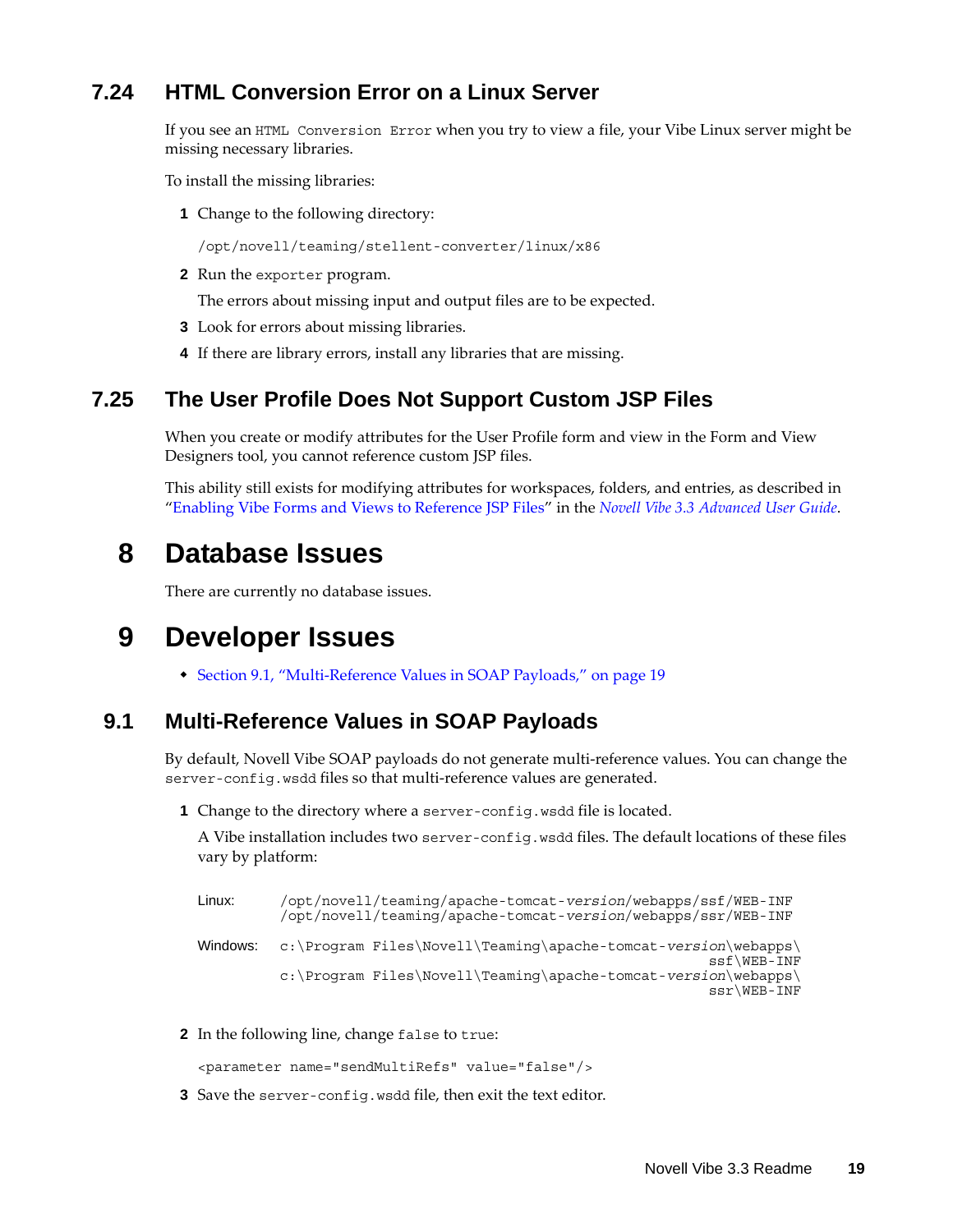## 7.24 HTML Conversion Error on a Linux Server

If you see an `HTML Conversion Error` when you try to view a file, your Vibe Linux server might be missing necessary libraries.

To install the missing libraries:

1. Change to the following directory:

   ```
   /opt/novell/teaming/stellent-converter/linux/x86
   ```

2. Run the `exporter` program.

   The errors about missing input and output files are to be expected.

3. Look for errors about missing libraries.
4. If there are library errors, install any libraries that are missing.

## 7.25 The User Profile Does Not Support Custom JSP Files

When you create or modify attributes for the User Profile form and view in the Form and View Designers tool, you cannot reference custom JSP files.

This ability still exists for modifying attributes for workspaces, folders, and entries, as described in "Enabling Vibe Forms and Views to Reference JSP Files" in the *Novell Vibe 3.3 Advanced User Guide*.

# 8 Database Issues

There are currently no database issues.

# 9 Developer Issues

- Section 9.1, "Multi-Reference Values in SOAP Payloads," on page 19

## 9.1 Multi-Reference Values in SOAP Payloads

By default, Novell Vibe SOAP payloads do not generate multi-reference values. You can change the `server-config.wsdd` files so that multi-reference values are generated.

1. Change to the directory where a `server-config.wsdd` file is located.

   A Vibe installation includes two `server-config.wsdd` files. The default locations of these files vary by platform:

   | | |
   |---|---|
   | Linux: | `/opt/novell/teaming/apache-tomcat-`*version*`/webapps/ssf/WEB-INF`<br>`/opt/novell/teaming/apache-tomcat-`*version*`/webapps/ssr/WEB-INF` |
   | Windows: | `c:\Program Files\Novell\Teaming\apache-tomcat-`*version*`\webapps\ssf\WEB-INF`<br>`c:\Program Files\Novell\Teaming\apache-tomcat-`*version*`\webapps\ssr\WEB-INF` |

2. In the following line, change `false` to `true`:

   ```
   <parameter name="sendMultiRefs" value="false"/>
   ```

3. Save the `server-config.wsdd` file, then exit the text editor.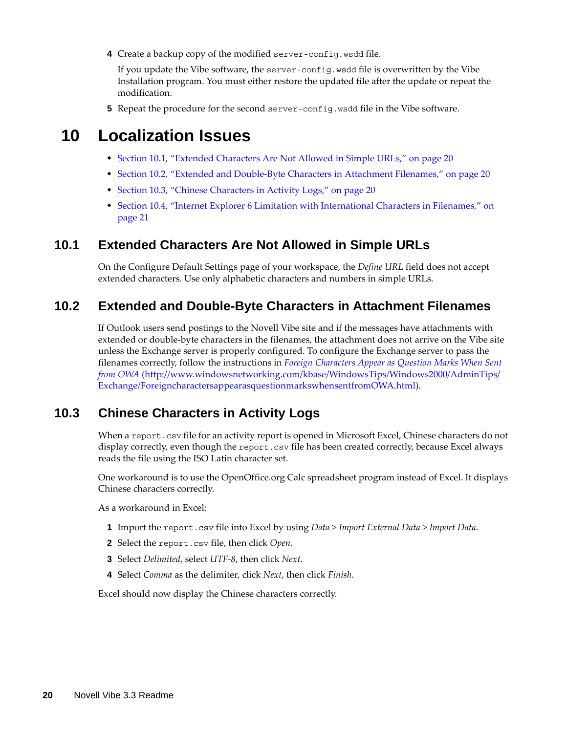4. Create a backup copy of the modified `server-config.wsdd` file.

   If you update the Vibe software, the `server-config.wsdd` file is overwritten by the Vibe Installation program. You must either restore the updated file after the update or repeat the modification.

5. Repeat the procedure for the second `server-config.wsdd` file in the Vibe software.

# 10 Localization Issues

- Section 10.1, "Extended Characters Are Not Allowed in Simple URLs," on page 20
- Section 10.2, "Extended and Double-Byte Characters in Attachment Filenames," on page 20
- Section 10.3, "Chinese Characters in Activity Logs," on page 20
- Section 10.4, "Internet Explorer 6 Limitation with International Characters in Filenames," on page 21

## 10.1 Extended Characters Are Not Allowed in Simple URLs

On the Configure Default Settings page of your workspace, the *Define URL* field does not accept extended characters. Use only alphabetic characters and numbers in simple URLs.

## 10.2 Extended and Double-Byte Characters in Attachment Filenames

If Outlook users send postings to the Novell Vibe site and if the messages have attachments with extended or double-byte characters in the filenames, the attachment does not arrive on the Vibe site unless the Exchange server is properly configured. To configure the Exchange server to pass the filenames correctly, follow the instructions in *Foreign Characters Appear as Question Marks When Sent from OWA* (http://www.windowsnetworking.com/kbase/WindowsTips/Windows2000/AdminTips/Exchange/Foreigncharactersappearasquestionmarkswhensentfrom OWA.html).

## 10.3 Chinese Characters in Activity Logs

When a `report.csv` file for an activity report is opened in Microsoft Excel, Chinese characters do not display correctly, even though the `report.csv` file has been created correctly, because Excel always reads the file using the ISO Latin character set.

One workaround is to use the OpenOffice.org Calc spreadsheet program instead of Excel. It displays Chinese characters correctly.

As a workaround in Excel:

1. Import the `report.csv` file into Excel by using *Data* > *Import External Data* > *Import Data*.
2. Select the `report.csv` file, then click *Open*.
3. Select *Delimited*, select *UTF-8*, then click *Next*.
4. Select *Comma* as the delimiter, click *Next*, then click *Finish*.

Excel should now display the Chinese characters correctly.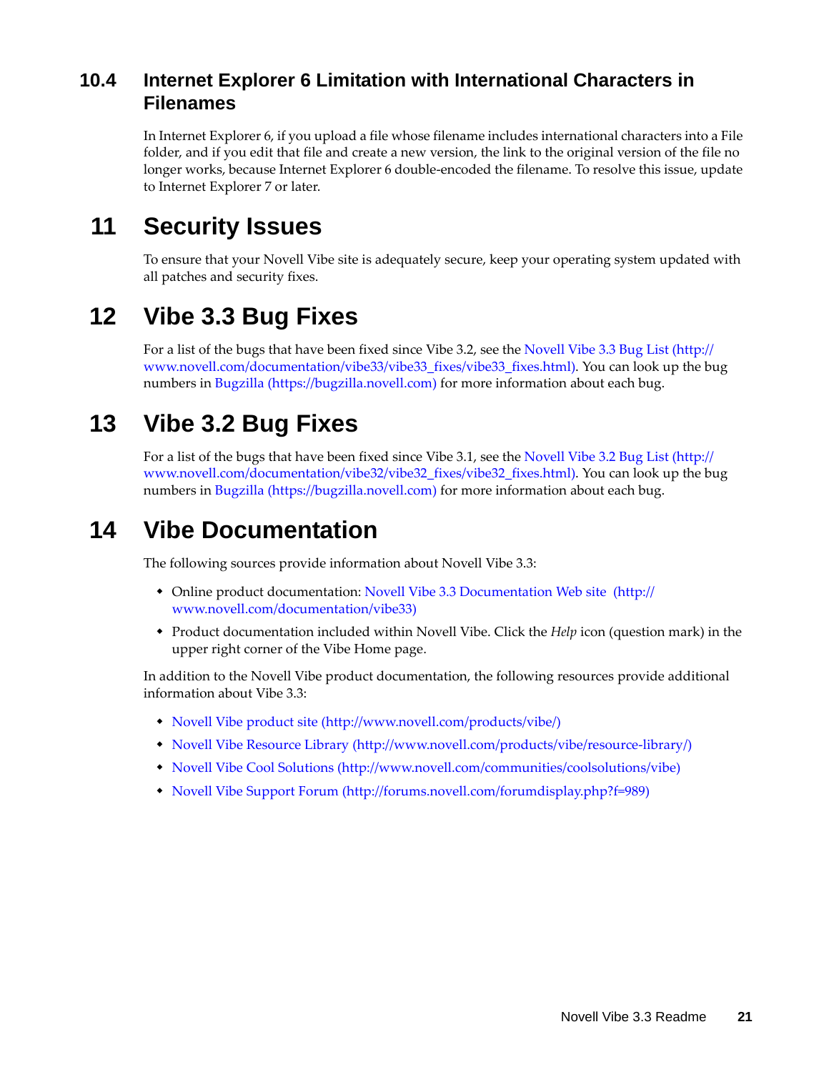### 10.4 Internet Explorer 6 Limitation with International Characters in Filenames

In Internet Explorer 6, if you upload a file whose filename includes international characters into a File folder, and if you edit that file and create a new version, the link to the original version of the file no longer works, because Internet Explorer 6 double-encoded the filename. To resolve this issue, update to Internet Explorer 7 or later.

## 11 Security Issues

To ensure that your Novell Vibe site is adequately secure, keep your operating system updated with all patches and security fixes.

## 12 Vibe 3.3 Bug Fixes

For a list of the bugs that have been fixed since Vibe 3.2, see the Novell Vibe 3.3 Bug List (http://www.novell.com/documentation/vibe33/vibe33_fixes/vibe33_fixes.html). You can look up the bug numbers in Bugzilla (https://bugzilla.novell.com) for more information about each bug.

## 13 Vibe 3.2 Bug Fixes

For a list of the bugs that have been fixed since Vibe 3.1, see the Novell Vibe 3.2 Bug List (http://www.novell.com/documentation/vibe32/vibe32_fixes/vibe32_fixes.html). You can look up the bug numbers in Bugzilla (https://bugzilla.novell.com) for more information about each bug.

## 14 Vibe Documentation

The following sources provide information about Novell Vibe 3.3:

- Online product documentation: Novell Vibe 3.3 Documentation Web site (http://www.novell.com/documentation/vibe33)
- Product documentation included within Novell Vibe. Click the *Help* icon (question mark) in the upper right corner of the Vibe Home page.

In addition to the Novell Vibe product documentation, the following resources provide additional information about Vibe 3.3:

- Novell Vibe product site (http://www.novell.com/products/vibe/)
- Novell Vibe Resource Library (http://www.novell.com/products/vibe/resource-library/)
- Novell Vibe Cool Solutions (http://www.novell.com/communities/coolsolutions/vibe)
- Novell Vibe Support Forum (http://forums.novell.com/forumdisplay.php?f=989)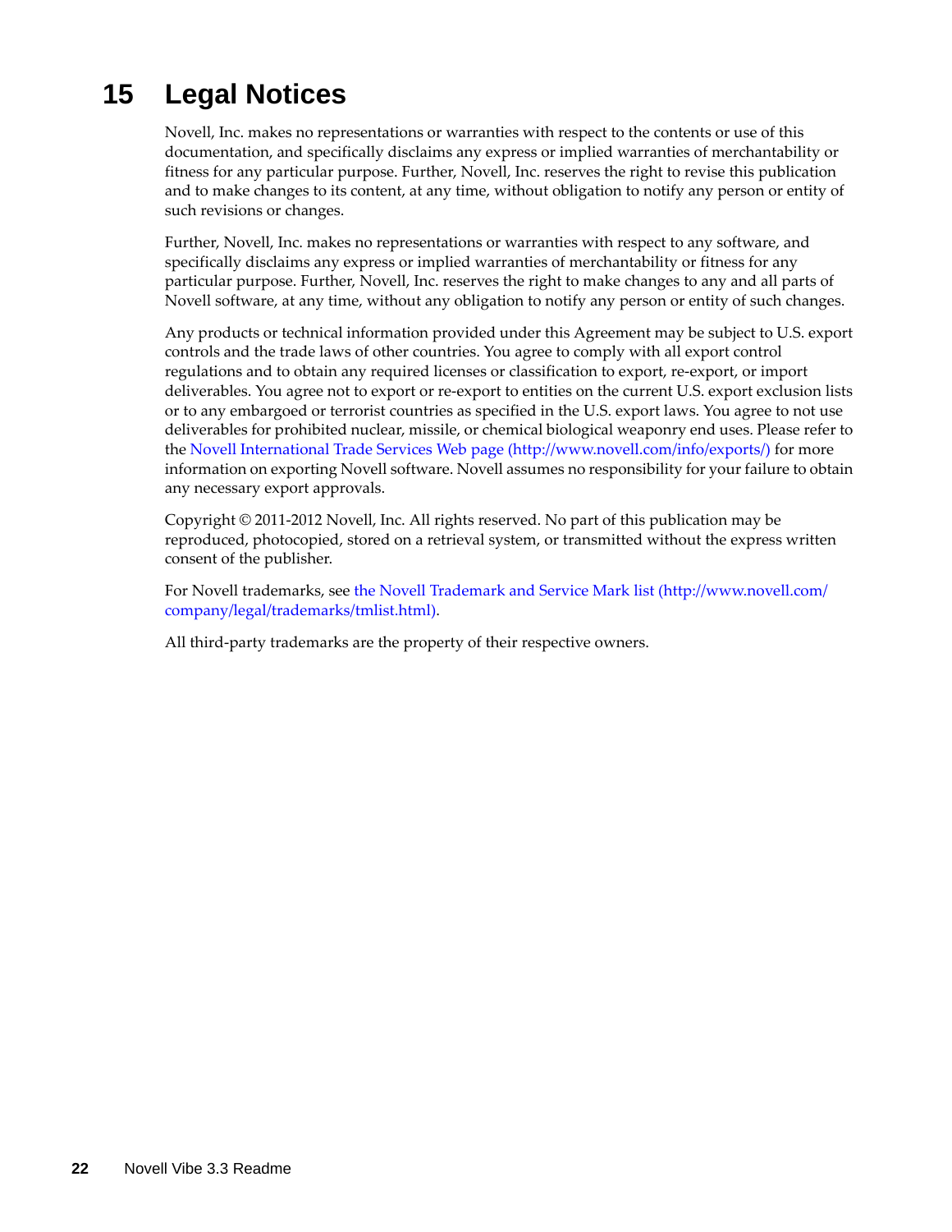# 15 Legal Notices

Novell, Inc. makes no representations or warranties with respect to the contents or use of this documentation, and specifically disclaims any express or implied warranties of merchantability or fitness for any particular purpose. Further, Novell, Inc. reserves the right to revise this publication and to make changes to its content, at any time, without obligation to notify any person or entity of such revisions or changes.

Further, Novell, Inc. makes no representations or warranties with respect to any software, and specifically disclaims any express or implied warranties of merchantability or fitness for any particular purpose. Further, Novell, Inc. reserves the right to make changes to any and all parts of Novell software, at any time, without any obligation to notify any person or entity of such changes.

Any products or technical information provided under this Agreement may be subject to U.S. export controls and the trade laws of other countries. You agree to comply with all export control regulations and to obtain any required licenses or classification to export, re-export, or import deliverables. You agree not to export or re-export to entities on the current U.S. export exclusion lists or to any embargoed or terrorist countries as specified in the U.S. export laws. You agree to not use deliverables for prohibited nuclear, missile, or chemical biological weaponry end uses. Please refer to the Novell International Trade Services Web page (http://www.novell.com/info/exports/) for more information on exporting Novell software. Novell assumes no responsibility for your failure to obtain any necessary export approvals.

Copyright © 2011-2012 Novell, Inc. All rights reserved. No part of this publication may be reproduced, photocopied, stored on a retrieval system, or transmitted without the express written consent of the publisher.

For Novell trademarks, see the Novell Trademark and Service Mark list (http://www.novell.com/company/legal/trademarks/tmlist.html).

All third-party trademarks are the property of their respective owners.